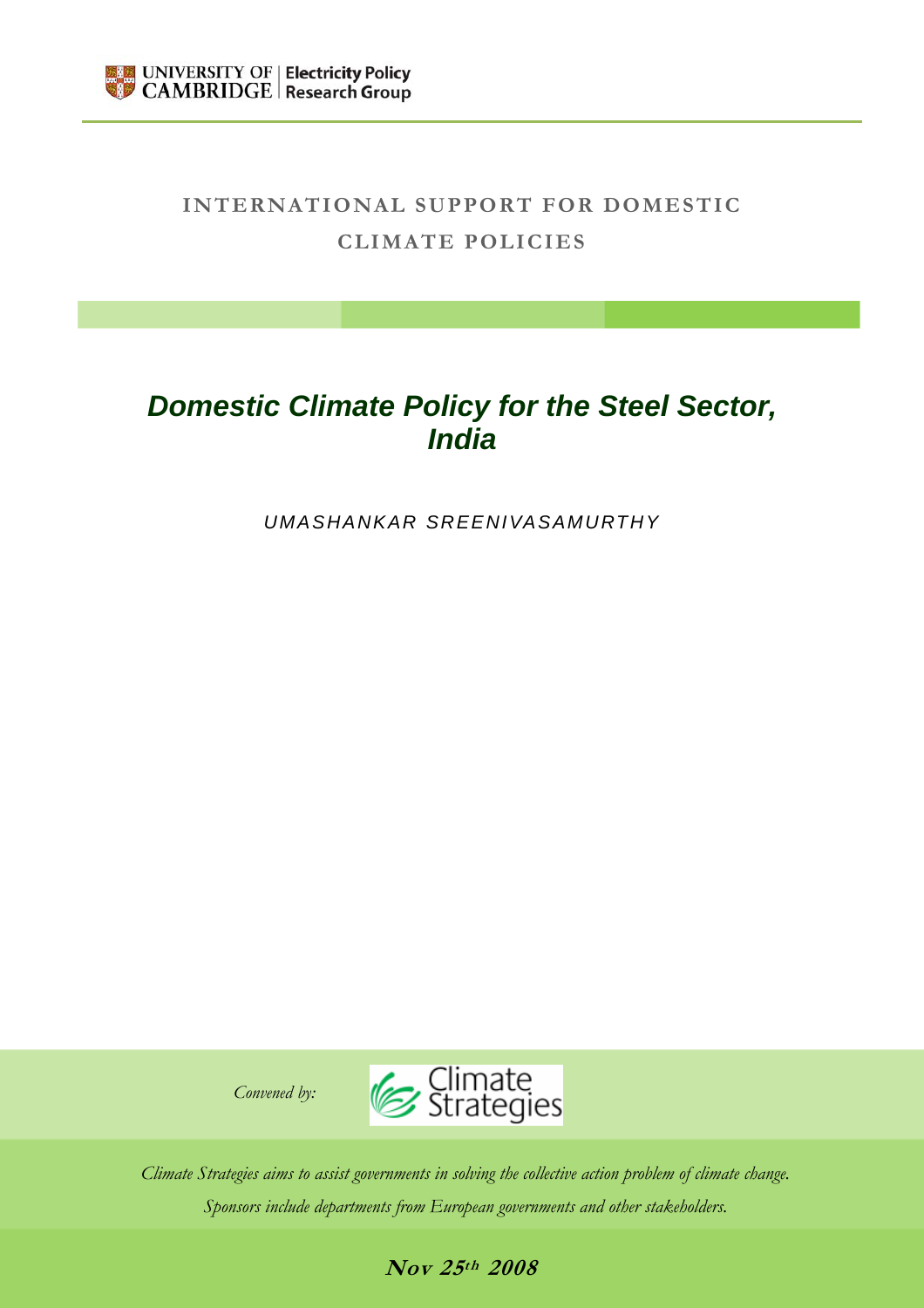UNIVERSITY OF CAMBRIDGE | Electricity Policy Research Group

**INTERNATIONAL SUPPORT FOR DOMESTIC CLIMATE POLICIES**

# *Domestic Climate Policy for the Steel Sector, India*

*UMASHANKAR SREENIVASAMURTHY*

*Convened by:* Climate Strategies

*Climate Strategies aims to assist governments in solving the collective action problem of climate change. Sponsors include departments from European governments and other stakeholders.*

**Nov 25th 2008**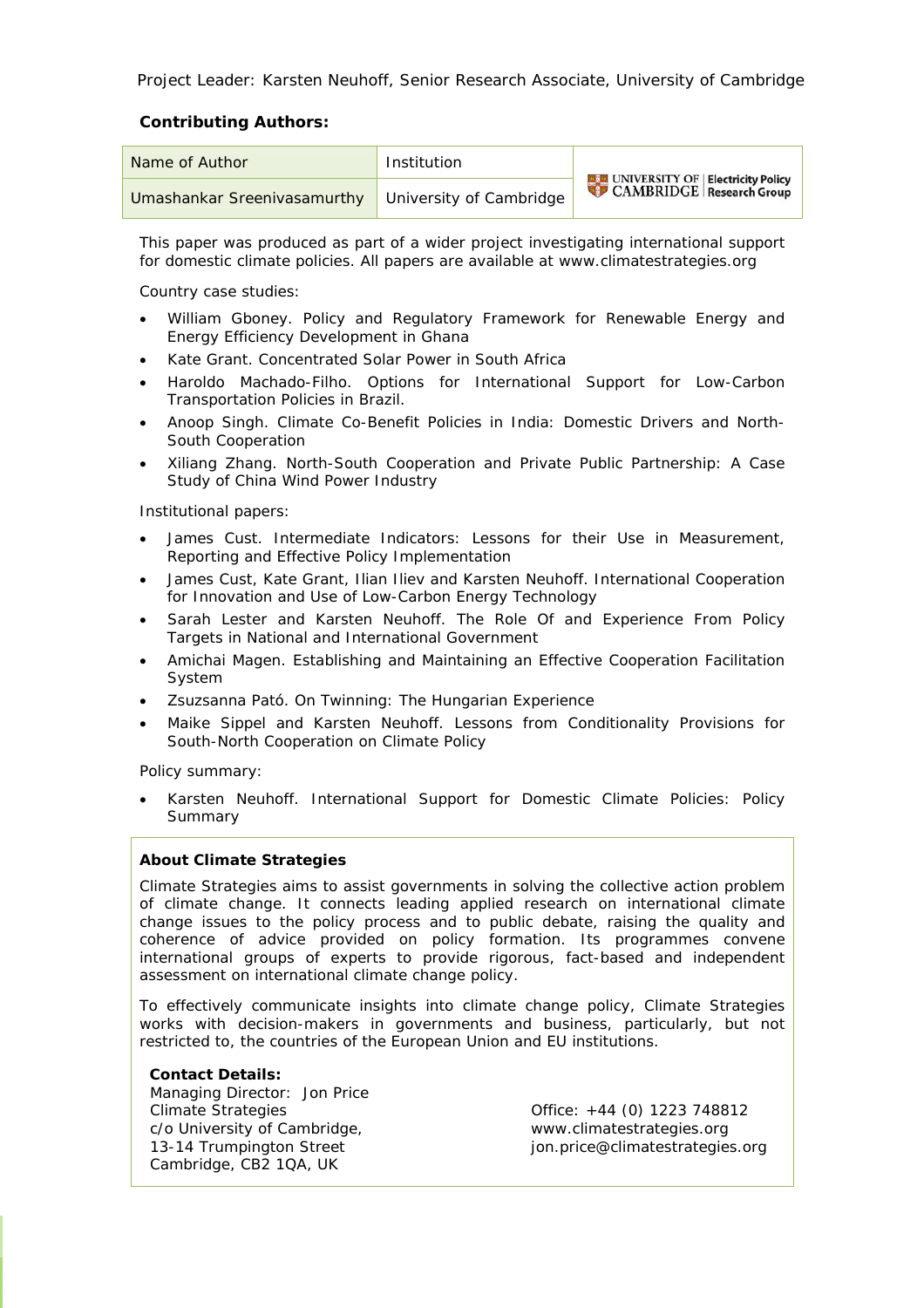Project Leader: Karsten Neuhoff, Senior Research Associate, University of Cambridge

**Contributing Authors:**

| Name of Author | Institution |
| --- | --- |
| Umashankar Sreenivasamurthy | University of Cambridge |

This paper was produced as part of a wider project investigating international support for domestic climate policies. All papers are available at www.climatestrategies.org

Country case studies:

- William Gboney. Policy and Regulatory Framework for Renewable Energy and Energy Efficiency Development in Ghana
- Kate Grant. Concentrated Solar Power in South Africa
- Haroldo Machado-Filho. Options for International Support for Low-Carbon Transportation Policies in Brazil.
- Anoop Singh. Climate Co-Benefit Policies in India: Domestic Drivers and North-South Cooperation
- Xiliang Zhang. North-South Cooperation and Private Public Partnership: A Case Study of China Wind Power Industry

Institutional papers:

- James Cust. Intermediate Indicators: Lessons for their Use in Measurement, Reporting and Effective Policy Implementation
- James Cust, Kate Grant, Ilian Iliev and Karsten Neuhoff. International Cooperation for Innovation and Use of Low-Carbon Energy Technology
- Sarah Lester and Karsten Neuhoff. The Role Of and Experience From Policy Targets in National and International Government
- Amichai Magen. Establishing and Maintaining an Effective Cooperation Facilitation System
- Zsuzsanna Pató. On Twinning: The Hungarian Experience
- Maike Sippel and Karsten Neuhoff. Lessons from Conditionality Provisions for South-North Cooperation on Climate Policy

Policy summary:

- Karsten Neuhoff. International Support for Domestic Climate Policies: Policy Summary

**About Climate Strategies**

Climate Strategies aims to assist governments in solving the collective action problem of climate change. It connects leading applied research on international climate change issues to the policy process and to public debate, raising the quality and coherence of advice provided on policy formation. Its programmes convene international groups of experts to provide rigorous, fact-based and independent assessment on international climate change policy.

To effectively communicate insights into climate change policy, Climate Strategies works with decision-makers in governments and business, particularly, but not restricted to, the countries of the European Union and EU institutions.

**Contact Details:**
Managing Director: Jon Price
Climate Strategies
c/o University of Cambridge,
13-14 Trumpington Street
Cambridge, CB2 1QA, UK

Office: +44 (0) 1223 748812
www.climatestrategies.org
jon.price@climatestrategies.org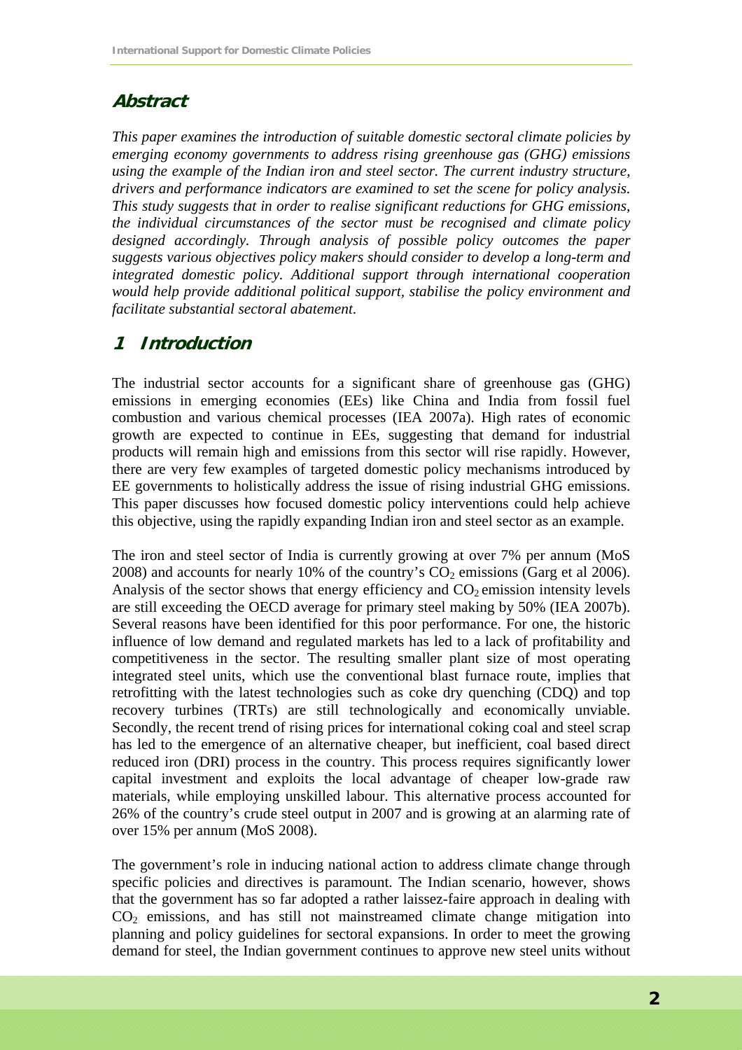## Abstract

*This paper examines the introduction of suitable domestic sectoral climate policies by emerging economy governments to address rising greenhouse gas (GHG) emissions using the example of the Indian iron and steel sector. The current industry structure, drivers and performance indicators are examined to set the scene for policy analysis. This study suggests that in order to realise significant reductions for GHG emissions, the individual circumstances of the sector must be recognised and climate policy designed accordingly. Through analysis of possible policy outcomes the paper suggests various objectives policy makers should consider to develop a long-term and integrated domestic policy. Additional support through international cooperation would help provide additional political support, stabilise the policy environment and facilitate substantial sectoral abatement.*

## 1 Introduction

The industrial sector accounts for a significant share of greenhouse gas (GHG) emissions in emerging economies (EEs) like China and India from fossil fuel combustion and various chemical processes (IEA 2007a). High rates of economic growth are expected to continue in EEs, suggesting that demand for industrial products will remain high and emissions from this sector will rise rapidly. However, there are very few examples of targeted domestic policy mechanisms introduced by EE governments to holistically address the issue of rising industrial GHG emissions. This paper discusses how focused domestic policy interventions could help achieve this objective, using the rapidly expanding Indian iron and steel sector as an example.

The iron and steel sector of India is currently growing at over 7% per annum (MoS 2008) and accounts for nearly 10% of the country's $CO_2$ emissions (Garg et al 2006). Analysis of the sector shows that energy efficiency and $CO_2$ emission intensity levels are still exceeding the OECD average for primary steel making by 50% (IEA 2007b). Several reasons have been identified for this poor performance. For one, the historic influence of low demand and regulated markets has led to a lack of profitability and competitiveness in the sector. The resulting smaller plant size of most operating integrated steel units, which use the conventional blast furnace route, implies that retrofitting with the latest technologies such as coke dry quenching (CDQ) and top recovery turbines (TRTs) are still technologically and economically unviable. Secondly, the recent trend of rising prices for international coking coal and steel scrap has led to the emergence of an alternative cheaper, but inefficient, coal based direct reduced iron (DRI) process in the country. This process requires significantly lower capital investment and exploits the local advantage of cheaper low-grade raw materials, while employing unskilled labour. This alternative process accounted for 26% of the country's crude steel output in 2007 and is growing at an alarming rate of over 15% per annum (MoS 2008).

The government's role in inducing national action to address climate change through specific policies and directives is paramount. The Indian scenario, however, shows that the government has so far adopted a rather laissez-faire approach in dealing with $CO_2$ emissions, and has still not mainstreamed climate change mitigation into planning and policy guidelines for sectoral expansions. In order to meet the growing demand for steel, the Indian government continues to approve new steel units without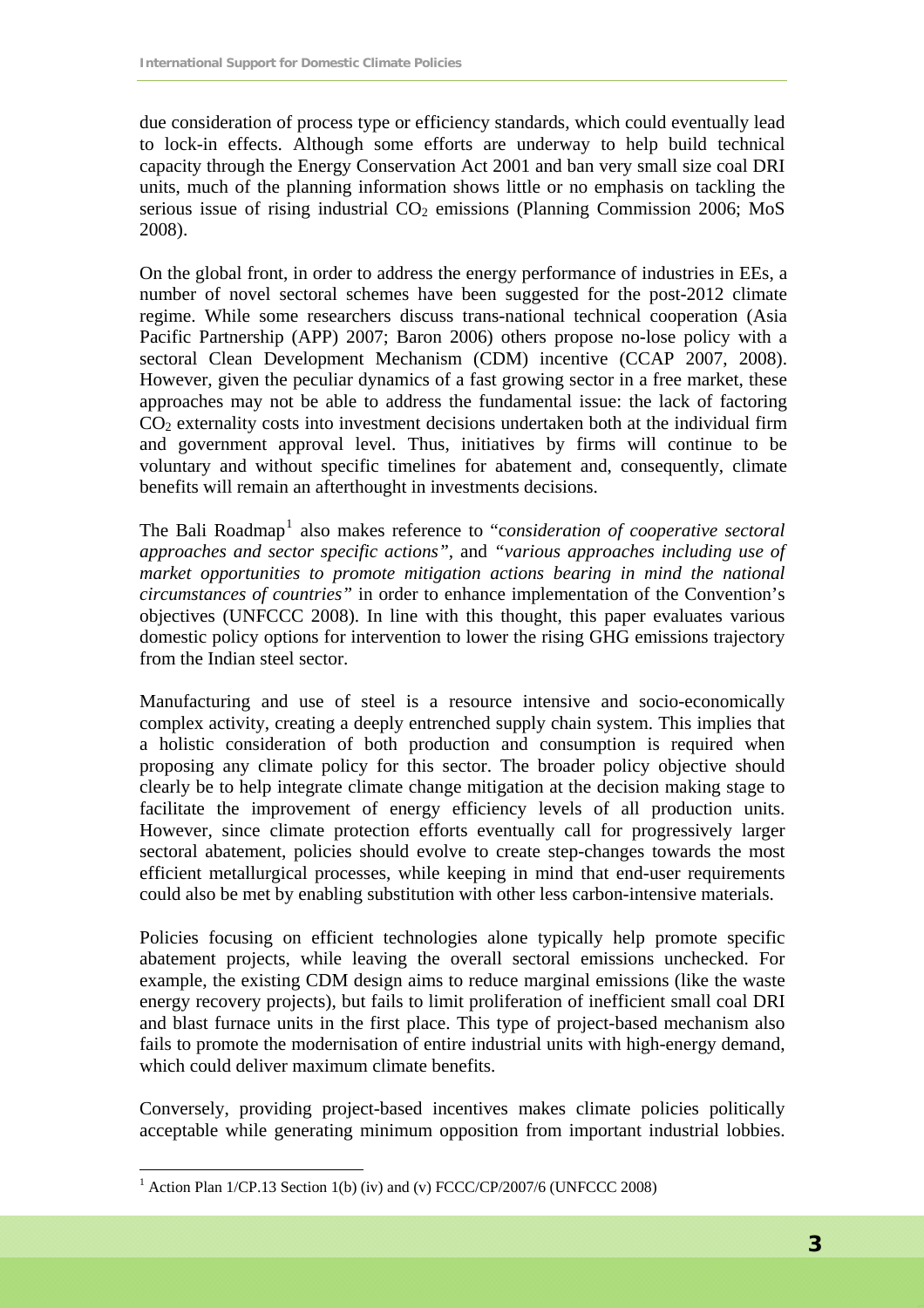due consideration of process type or efficiency standards, which could eventually lead to lock-in effects. Although some efforts are underway to help build technical capacity through the Energy Conservation Act 2001 and ban very small size coal DRI units, much of the planning information shows little or no emphasis on tackling the serious issue of rising industrial $CO_2$ emissions (Planning Commission 2006; MoS 2008).

On the global front, in order to address the energy performance of industries in EEs, a number of novel sectoral schemes have been suggested for the post-2012 climate regime. While some researchers discuss trans-national technical cooperation (Asia Pacific Partnership (APP) 2007; Baron 2006) others propose no-lose policy with a sectoral Clean Development Mechanism (CDM) incentive (CCAP 2007, 2008). However, given the peculiar dynamics of a fast growing sector in a free market, these approaches may not be able to address the fundamental issue: the lack of factoring $CO_2$ externality costs into investment decisions undertaken both at the individual firm and government approval level. Thus, initiatives by firms will continue to be voluntary and without specific timelines for abatement and, consequently, climate benefits will remain an afterthought in investments decisions.

The Bali Roadmap[1] also makes reference to "*consideration of cooperative sectoral approaches and sector specific actions"*, and *"various approaches including use of market opportunities to promote mitigation actions bearing in mind the national circumstances of countries"* in order to enhance implementation of the Convention's objectives (UNFCCC 2008). In line with this thought, this paper evaluates various domestic policy options for intervention to lower the rising GHG emissions trajectory from the Indian steel sector.

Manufacturing and use of steel is a resource intensive and socio-economically complex activity, creating a deeply entrenched supply chain system. This implies that a holistic consideration of both production and consumption is required when proposing any climate policy for this sector. The broader policy objective should clearly be to help integrate climate change mitigation at the decision making stage to facilitate the improvement of energy efficiency levels of all production units. However, since climate protection efforts eventually call for progressively larger sectoral abatement, policies should evolve to create step-changes towards the most efficient metallurgical processes, while keeping in mind that end-user requirements could also be met by enabling substitution with other less carbon-intensive materials.

Policies focusing on efficient technologies alone typically help promote specific abatement projects, while leaving the overall sectoral emissions unchecked. For example, the existing CDM design aims to reduce marginal emissions (like the waste energy recovery projects), but fails to limit proliferation of inefficient small coal DRI and blast furnace units in the first place. This type of project-based mechanism also fails to promote the modernisation of entire industrial units with high-energy demand, which could deliver maximum climate benefits.

Conversely, providing project-based incentives makes climate policies politically acceptable while generating minimum opposition from important industrial lobbies.

[1] Action Plan 1/CP.13 Section 1(b) (iv) and (v) FCCC/CP/2007/6 (UNFCCC 2008)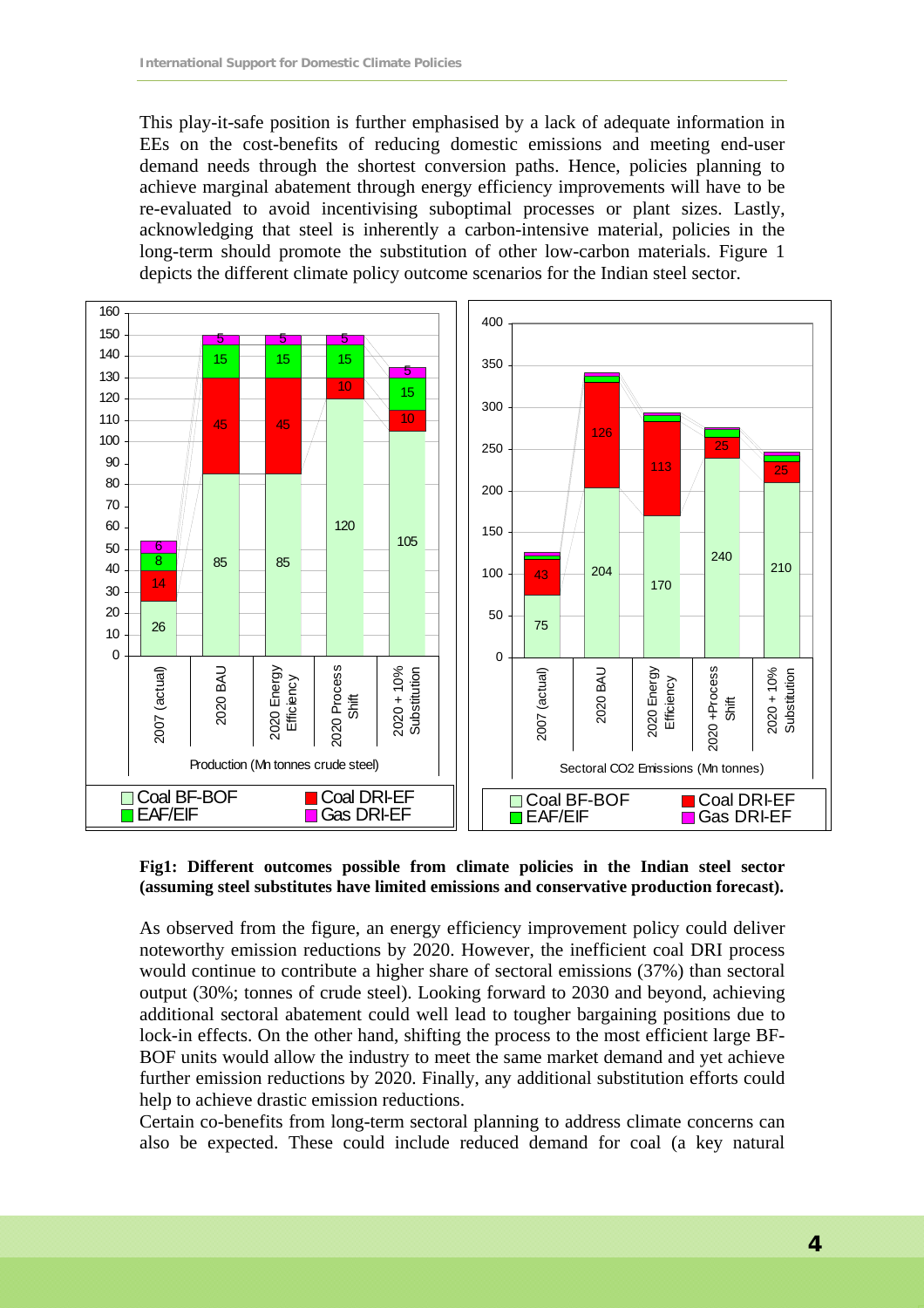This play-it-safe position is further emphasised by a lack of adequate information in EEs on the cost-benefits of reducing domestic emissions and meeting end-user demand needs through the shortest conversion paths. Hence, policies planning to achieve marginal abatement through energy efficiency improvements will have to be re-evaluated to avoid incentivising suboptimal processes or plant sizes. Lastly, acknowledging that steel is inherently a carbon-intensive material, policies in the long-term should promote the substitution of other low-carbon materials. Figure 1 depicts the different climate policy outcome scenarios for the Indian steel sector.

**Fig1: Different outcomes possible from climate policies in the Indian steel sector (assuming steel substitutes have limited emissions and conservative production forecast).**

As observed from the figure, an energy efficiency improvement policy could deliver noteworthy emission reductions by 2020. However, the inefficient coal DRI process would continue to contribute a higher share of sectoral emissions (37%) than sectoral output (30%; tonnes of crude steel). Looking forward to 2030 and beyond, achieving additional sectoral abatement could well lead to tougher bargaining positions due to lock-in effects. On the other hand, shifting the process to the most efficient large BF-BOF units would allow the industry to meet the same market demand and yet achieve further emission reductions by 2020. Finally, any additional substitution efforts could help to achieve drastic emission reductions.

Certain co-benefits from long-term sectoral planning to address climate concerns can also be expected. These could include reduced demand for coal (a key natural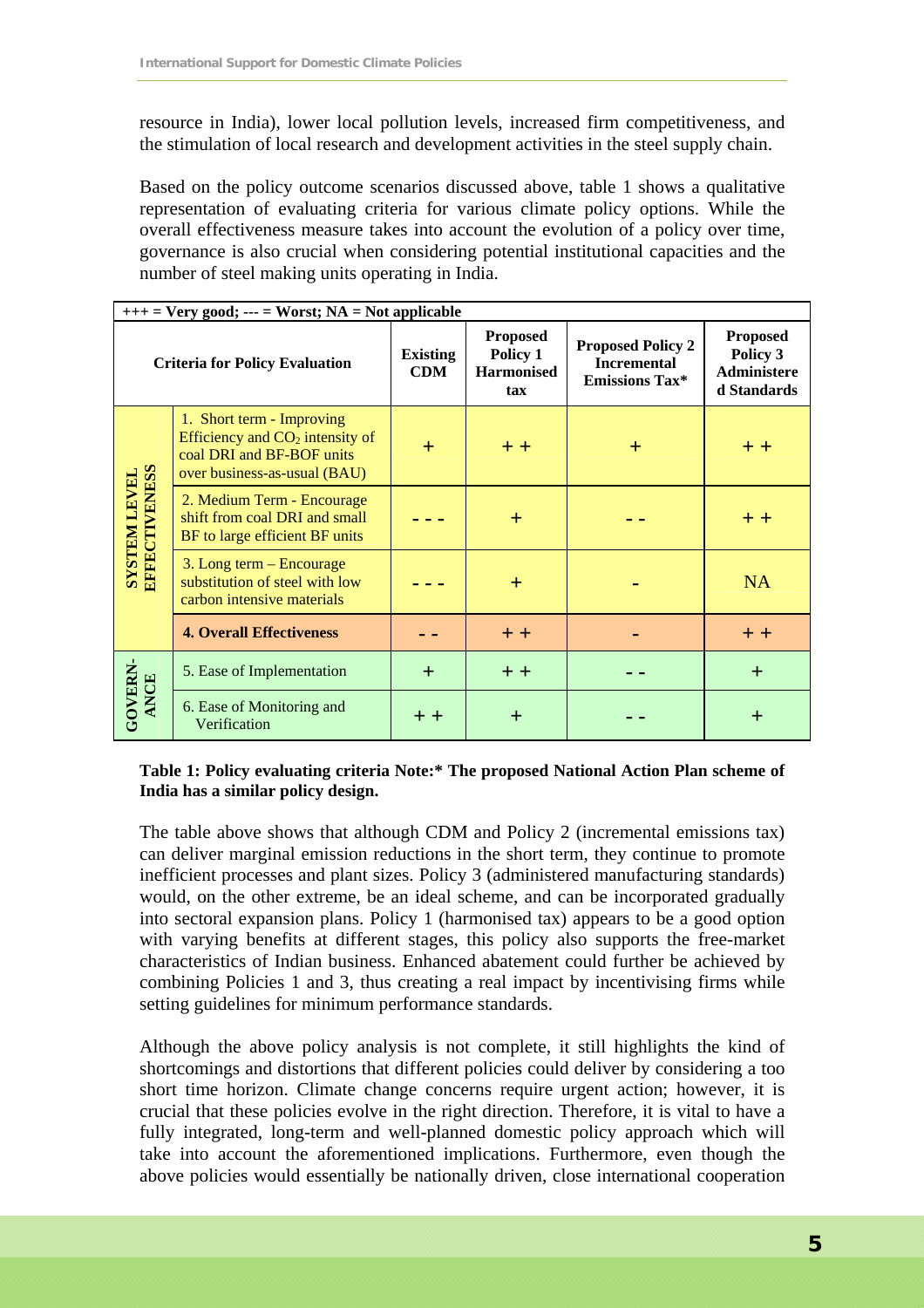resource in India), lower local pollution levels, increased firm competitiveness, and the stimulation of local research and development activities in the steel supply chain.

Based on the policy outcome scenarios discussed above, table 1 shows a qualitative representation of evaluating criteria for various climate policy options. While the overall effectiveness measure takes into account the evolution of a policy over time, governance is also crucial when considering potential institutional capacities and the number of steel making units operating in India.

| +++ = Very good; --- = Worst; NA = Not applicable | | | | | | |
|---|---|---|---|---|---|---|
| **Criteria for Policy Evaluation** | | **Existing CDM** | **Proposed Policy 1 Harmonised tax** | **Proposed Policy 2 Incremental Emissions Tax*** | **Proposed Policy 3 Administered Standards** |
| **SYSTEM LEVEL EFFECTIVENESS** | 1. Short term - Improving Efficiency and $CO_2$ intensity of coal DRI and BF-BOF units over business-as-usual (BAU) | + | + + | + | + + |
| | 2. Medium Term - Encourage shift from coal DRI and small BF to large efficient BF units | - - - | + | - - | + + |
| | 3. Long term – Encourage substitution of steel with low carbon intensive materials | - - - | + | - | NA |
| | **4. Overall Effectiveness** | - - | + + | - | + + |
| **GOVERNANCE** | 5. Ease of Implementation | + | + + | - - | + |
| | 6. Ease of Monitoring and Verification | + + | + | - - | + |

**Table 1: Policy evaluating criteria Note:* The proposed National Action Plan scheme of India has a similar policy design.**

The table above shows that although CDM and Policy 2 (incremental emissions tax) can deliver marginal emission reductions in the short term, they continue to promote inefficient processes and plant sizes. Policy 3 (administered manufacturing standards) would, on the other extreme, be an ideal scheme, and can be incorporated gradually into sectoral expansion plans. Policy 1 (harmonised tax) appears to be a good option with varying benefits at different stages, this policy also supports the free-market characteristics of Indian business. Enhanced abatement could further be achieved by combining Policies 1 and 3, thus creating a real impact by incentivising firms while setting guidelines for minimum performance standards.

Although the above policy analysis is not complete, it still highlights the kind of shortcomings and distortions that different policies could deliver by considering a too short time horizon. Climate change concerns require urgent action; however, it is crucial that these policies evolve in the right direction. Therefore, it is vital to have a fully integrated, long-term and well-planned domestic policy approach which will take into account the aforementioned implications. Furthermore, even though the above policies would essentially be nationally driven, close international cooperation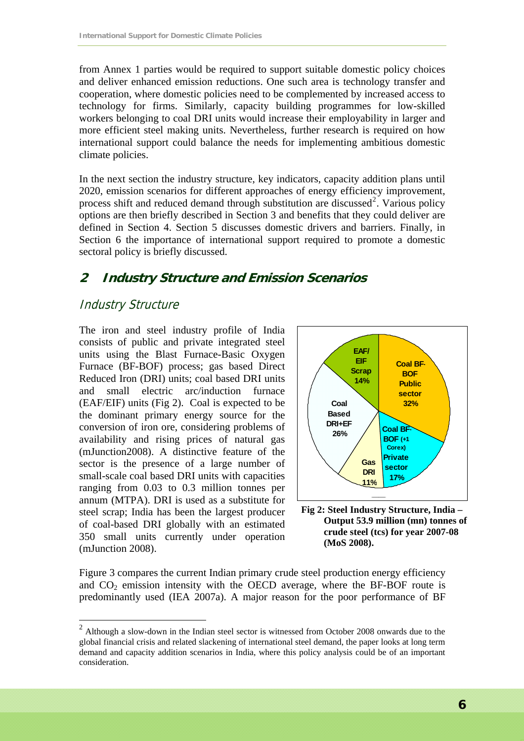from Annex 1 parties would be required to support suitable domestic policy choices and deliver enhanced emission reductions. One such area is technology transfer and cooperation, where domestic policies need to be complemented by increased access to technology for firms. Similarly, capacity building programmes for low-skilled workers belonging to coal DRI units would increase their employability in larger and more efficient steel making units. Nevertheless, further research is required on how international support could balance the needs for implementing ambitious domestic climate policies.

In the next section the industry structure, key indicators, capacity addition plans until 2020, emission scenarios for different approaches of energy efficiency improvement, process shift and reduced demand through substitution are discussed[2]. Various policy options are then briefly described in Section 3 and benefits that they could deliver are defined in Section 4. Section 5 discusses domestic drivers and barriers. Finally, in Section 6 the importance of international support required to promote a domestic sectoral policy is briefly discussed.

## 2 Industry Structure and Emission Scenarios

### Industry Structure

The iron and steel industry profile of India consists of public and private integrated steel units using the Blast Furnace-Basic Oxygen Furnace (BF-BOF) process; gas based Direct Reduced Iron (DRI) units; coal based DRI units and small electric arc/induction furnace (EAF/EIF) units (Fig 2). Coal is expected to be the dominant primary energy source for the conversion of iron ore, considering problems of availability and rising prices of natural gas (mJunction2008). A distinctive feature of the sector is the presence of a large number of small-scale coal based DRI units with capacities ranging from 0.03 to 0.3 million tonnes per annum (MTPA). DRI is used as a substitute for steel scrap; India has been the largest producer of coal-based DRI globally with an estimated 350 small units currently under operation (mJunction 2008).

| Segment | Share |
|---|---|
| Coal BF-BOF Public sector | 32% |
| Coal BF-BOF (+1 Corex) Private sector | 17% |
| Gas DRI | 11% |
| Coal Based DRI+EF | 26% |
| EAF/EIF Scrap | 14% |

**Fig 2: Steel Industry Structure, India – Output 53.9 million (mn) tonnes of crude steel (tcs) for year 2007-08 (MoS 2008).**

Figure 3 compares the current Indian primary crude steel production energy efficiency and $CO_2$ emission intensity with the OECD average, where the BF-BOF route is predominantly used (IEA 2007a). A major reason for the poor performance of BF

[2] Although a slow-down in the Indian steel sector is witnessed from October 2008 onwards due to the global financial crisis and related slackening of international steel demand, the paper looks at long term demand and capacity addition scenarios in India, where this policy analysis could be of an important consideration.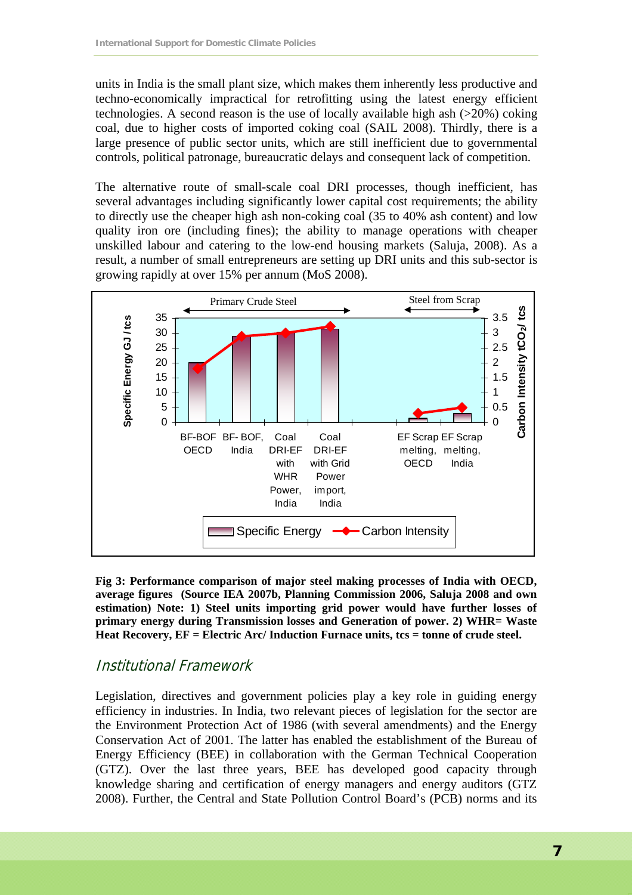units in India is the small plant size, which makes them inherently less productive and techno-economically impractical for retrofitting using the latest energy efficient technologies. A second reason is the use of locally available high ash (>20%) coking coal, due to higher costs of imported coking coal (SAIL 2008). Thirdly, there is a large presence of public sector units, which are still inefficient due to governmental controls, political patronage, bureaucratic delays and consequent lack of competition.

The alternative route of small-scale coal DRI processes, though inefficient, has several advantages including significantly lower capital cost requirements; the ability to directly use the cheaper high ash non-coking coal (35 to 40% ash content) and low quality iron ore (including fines); the ability to manage operations with cheaper unskilled labour and catering to the low-end housing markets (Saluja, 2008). As a result, a number of small entrepreneurs are setting up DRI units and this sub-sector is growing rapidly at over 15% per annum (MoS 2008).

**Fig 3: Performance comparison of major steel making processes of India with OECD, average figures (Source IEA 2007b, Planning Commission 2006, Saluja 2008 and own estimation) Note: 1) Steel units importing grid power would have further losses of primary energy during Transmission losses and Generation of power. 2) WHR= Waste Heat Recovery, EF = Electric Arc/ Induction Furnace units, tcs = tonne of crude steel.**

## Institutional Framework

Legislation, directives and government policies play a key role in guiding energy efficiency in industries. In India, two relevant pieces of legislation for the sector are the Environment Protection Act of 1986 (with several amendments) and the Energy Conservation Act of 2001. The latter has enabled the establishment of the Bureau of Energy Efficiency (BEE) in collaboration with the German Technical Cooperation (GTZ). Over the last three years, BEE has developed good capacity through knowledge sharing and certification of energy managers and energy auditors (GTZ 2008). Further, the Central and State Pollution Control Board's (PCB) norms and its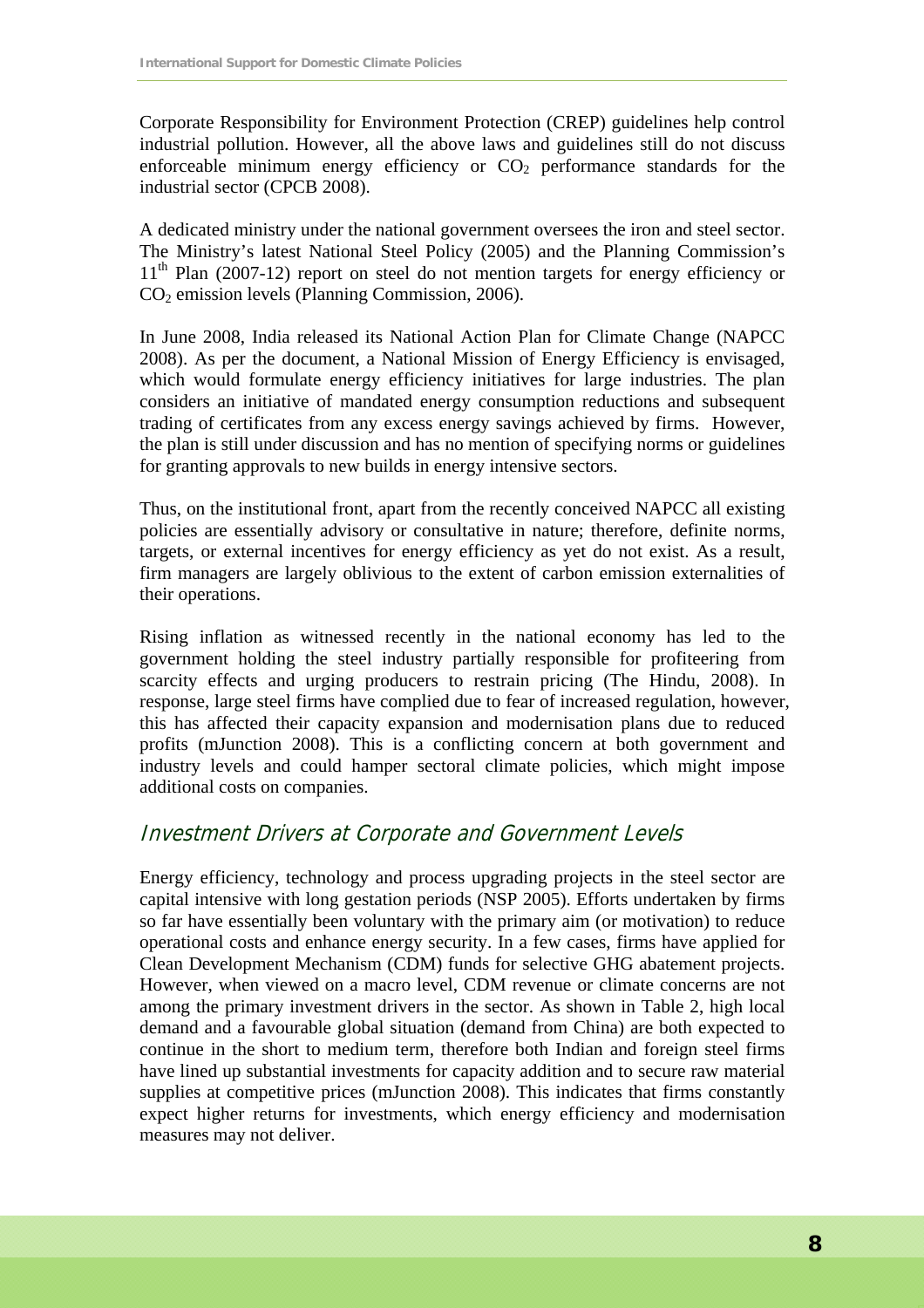Corporate Responsibility for Environment Protection (CREP) guidelines help control industrial pollution. However, all the above laws and guidelines still do not discuss enforceable minimum energy efficiency or $CO_2$ performance standards for the industrial sector (CPCB 2008).

A dedicated ministry under the national government oversees the iron and steel sector. The Ministry's latest National Steel Policy (2005) and the Planning Commission's 11th Plan (2007-12) report on steel do not mention targets for energy efficiency or $CO_2$ emission levels (Planning Commission, 2006).

In June 2008, India released its National Action Plan for Climate Change (NAPCC 2008). As per the document, a National Mission of Energy Efficiency is envisaged, which would formulate energy efficiency initiatives for large industries. The plan considers an initiative of mandated energy consumption reductions and subsequent trading of certificates from any excess energy savings achieved by firms. However, the plan is still under discussion and has no mention of specifying norms or guidelines for granting approvals to new builds in energy intensive sectors.

Thus, on the institutional front, apart from the recently conceived NAPCC all existing policies are essentially advisory or consultative in nature; therefore, definite norms, targets, or external incentives for energy efficiency as yet do not exist. As a result, firm managers are largely oblivious to the extent of carbon emission externalities of their operations.

Rising inflation as witnessed recently in the national economy has led to the government holding the steel industry partially responsible for profiteering from scarcity effects and urging producers to restrain pricing (The Hindu, 2008). In response, large steel firms have complied due to fear of increased regulation, however, this has affected their capacity expansion and modernisation plans due to reduced profits (mJunction 2008). This is a conflicting concern at both government and industry levels and could hamper sectoral climate policies, which might impose additional costs on companies.

## Investment Drivers at Corporate and Government Levels

Energy efficiency, technology and process upgrading projects in the steel sector are capital intensive with long gestation periods (NSP 2005). Efforts undertaken by firms so far have essentially been voluntary with the primary aim (or motivation) to reduce operational costs and enhance energy security. In a few cases, firms have applied for Clean Development Mechanism (CDM) funds for selective GHG abatement projects. However, when viewed on a macro level, CDM revenue or climate concerns are not among the primary investment drivers in the sector. As shown in Table 2, high local demand and a favourable global situation (demand from China) are both expected to continue in the short to medium term, therefore both Indian and foreign steel firms have lined up substantial investments for capacity addition and to secure raw material supplies at competitive prices (mJunction 2008). This indicates that firms constantly expect higher returns for investments, which energy efficiency and modernisation measures may not deliver.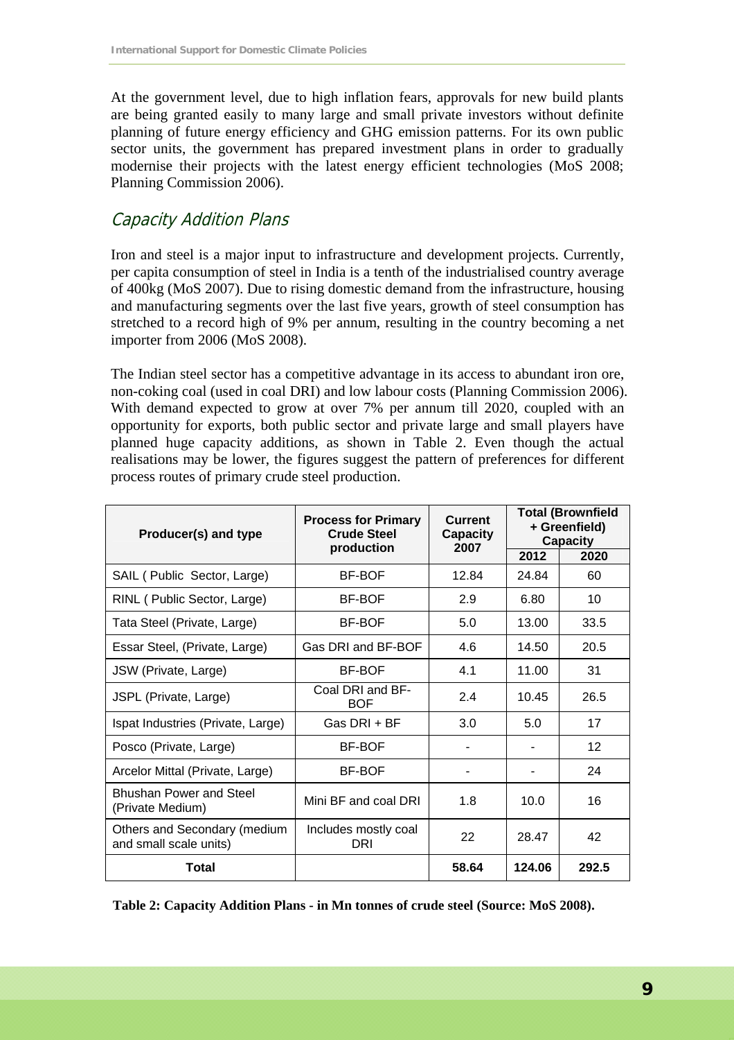At the government level, due to high inflation fears, approvals for new build plants are being granted easily to many large and small private investors without definite planning of future energy efficiency and GHG emission patterns. For its own public sector units, the government has prepared investment plans in order to gradually modernise their projects with the latest energy efficient technologies (MoS 2008; Planning Commission 2006).

## Capacity Addition Plans

Iron and steel is a major input to infrastructure and development projects. Currently, per capita consumption of steel in India is a tenth of the industrialised country average of 400kg (MoS 2007). Due to rising domestic demand from the infrastructure, housing and manufacturing segments over the last five years, growth of steel consumption has stretched to a record high of 9% per annum, resulting in the country becoming a net importer from 2006 (MoS 2008).

The Indian steel sector has a competitive advantage in its access to abundant iron ore, non-coking coal (used in coal DRI) and low labour costs (Planning Commission 2006). With demand expected to grow at over 7% per annum till 2020, coupled with an opportunity for exports, both public sector and private large and small players have planned huge capacity additions, as shown in Table 2. Even though the actual realisations may be lower, the figures suggest the pattern of preferences for different process routes of primary crude steel production.

| Producer(s) and type | Process for Primary Crude Steel production | Current Capacity 2007 | Total (Brownfield + Greenfield) Capacity | |
|---|---|---|---|---|
| | | | 2012 | 2020 |
| SAIL ( Public Sector, Large) | BF-BOF | 12.84 | 24.84 | 60 |
| RINL ( Public Sector, Large) | BF-BOF | 2.9 | 6.80 | 10 |
| Tata Steel (Private, Large) | BF-BOF | 5.0 | 13.00 | 33.5 |
| Essar Steel, (Private, Large) | Gas DRI and BF-BOF | 4.6 | 14.50 | 20.5 |
| JSW (Private, Large) | BF-BOF | 4.1 | 11.00 | 31 |
| JSPL (Private, Large) | Coal DRI and BF-BOF | 2.4 | 10.45 | 26.5 |
| Ispat Industries (Private, Large) | Gas DRI + BF | 3.0 | 5.0 | 17 |
| Posco (Private, Large) | BF-BOF | - | - | 12 |
| Arcelor Mittal (Private, Large) | BF-BOF | - | - | 24 |
| Bhushan Power and Steel (Private Medium) | Mini BF and coal DRI | 1.8 | 10.0 | 16 |
| Others and Secondary (medium and small scale units) | Includes mostly coal DRI | 22 | 28.47 | 42 |
| **Total** | | **58.64** | **124.06** | **292.5** |

**Table 2: Capacity Addition Plans - in Mn tonnes of crude steel (Source: MoS 2008).**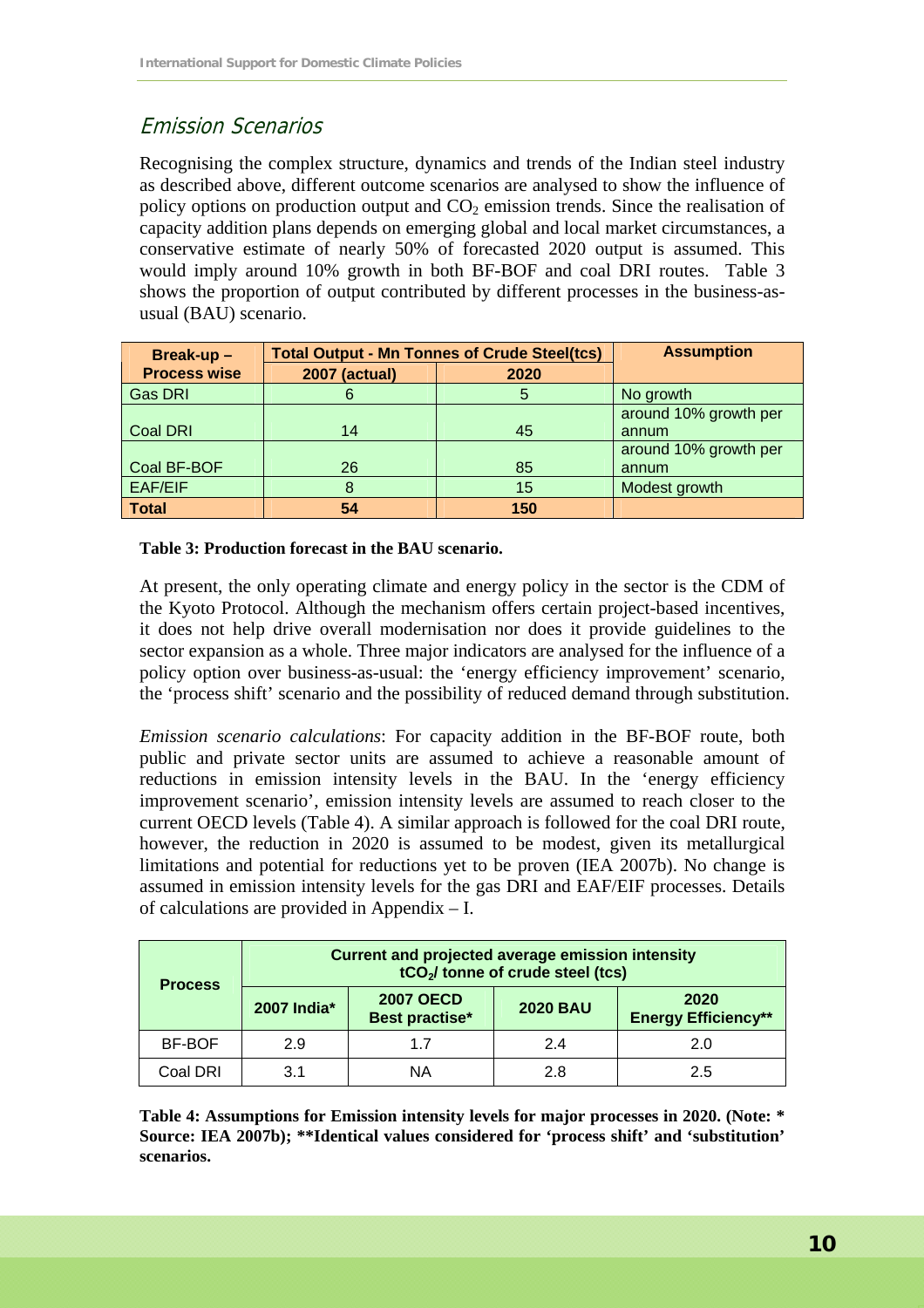## Emission Scenarios

Recognising the complex structure, dynamics and trends of the Indian steel industry as described above, different outcome scenarios are analysed to show the influence of policy options on production output and $CO_2$ emission trends. Since the realisation of capacity addition plans depends on emerging global and local market circumstances, a conservative estimate of nearly 50% of forecasted 2020 output is assumed. This would imply around 10% growth in both BF-BOF and coal DRI routes. Table 3 shows the proportion of output contributed by different processes in the business-as-usual (BAU) scenario.

| Break-up – Process wise | Total Output - Mn Tonnes of Crude Steel(tcs) | | Assumption |
|---|---|---|---|
| | 2007 (actual) | 2020 | |
| Gas DRI | 6 | 5 | No growth |
| Coal DRI | 14 | 45 | around 10% growth per annum |
| Coal BF-BOF | 26 | 85 | around 10% growth per annum |
| EAF/EIF | 8 | 15 | Modest growth |
| **Total** | **54** | **150** | |

**Table 3: Production forecast in the BAU scenario.**

At present, the only operating climate and energy policy in the sector is the CDM of the Kyoto Protocol. Although the mechanism offers certain project-based incentives, it does not help drive overall modernisation nor does it provide guidelines to the sector expansion as a whole. Three major indicators are analysed for the influence of a policy option over business-as-usual: the 'energy efficiency improvement' scenario, the 'process shift' scenario and the possibility of reduced demand through substitution.

*Emission scenario calculations*: For capacity addition in the BF-BOF route, both public and private sector units are assumed to achieve a reasonable amount of reductions in emission intensity levels in the BAU. In the 'energy efficiency improvement scenario', emission intensity levels are assumed to reach closer to the current OECD levels (Table 4). A similar approach is followed for the coal DRI route, however, the reduction in 2020 is assumed to be modest, given its metallurgical limitations and potential for reductions yet to be proven (IEA 2007b). No change is assumed in emission intensity levels for the gas DRI and EAF/EIF processes. Details of calculations are provided in Appendix – I.

| Process | Current and projected average emission intensity $tCO_2$/ tonne of crude steel (tcs) | | | |
|---|---|---|---|---|
| | 2007 India* | 2007 OECD Best practise* | 2020 BAU | 2020 Energy Efficiency** |
| BF-BOF | 2.9 | 1.7 | 2.4 | 2.0 |
| Coal DRI | 3.1 | NA | 2.8 | 2.5 |

**Table 4: Assumptions for Emission intensity levels for major processes in 2020. (Note: * Source: IEA 2007b); **Identical values considered for 'process shift' and 'substitution' scenarios.**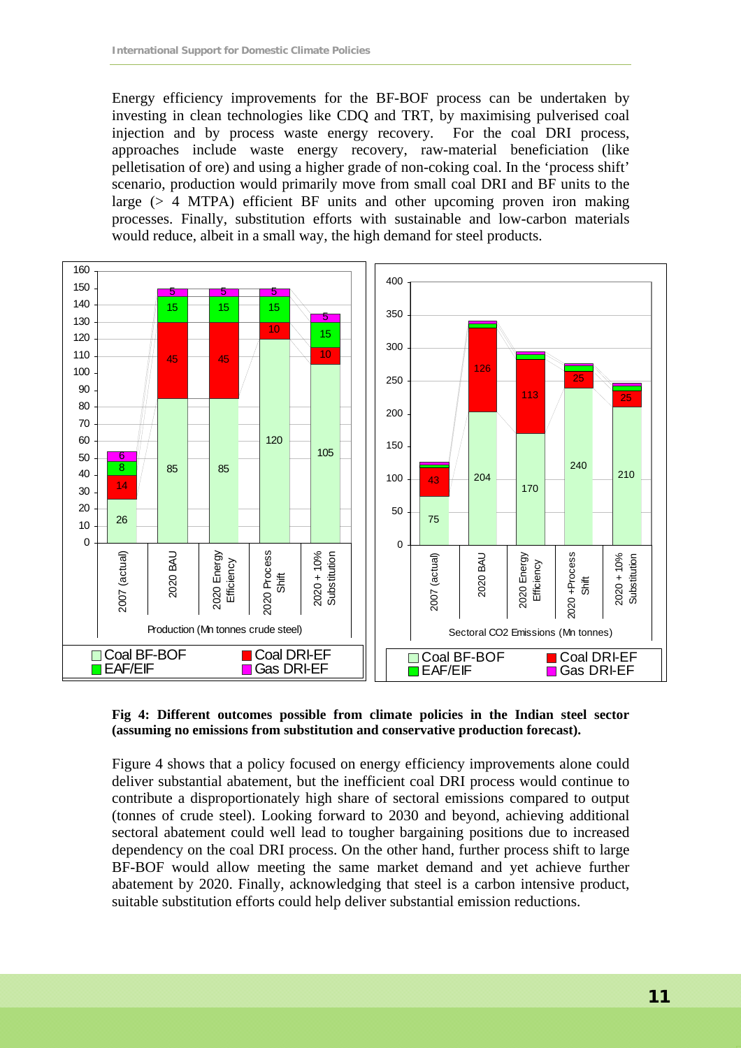Energy efficiency improvements for the BF-BOF process can be undertaken by investing in clean technologies like CDQ and TRT, by maximising pulverised coal injection and by process waste energy recovery. For the coal DRI process, approaches include waste energy recovery, raw-material beneficiation (like pelletisation of ore) and using a higher grade of non-coking coal. In the 'process shift' scenario, production would primarily move from small coal DRI and BF units to the large (> 4 MTPA) efficient BF units and other upcoming proven iron making processes. Finally, substitution efforts with sustainable and low-carbon materials would reduce, albeit in a small way, the high demand for steel products.

**Fig 4: Different outcomes possible from climate policies in the Indian steel sector (assuming no emissions from substitution and conservative production forecast).**

Figure 4 shows that a policy focused on energy efficiency improvements alone could deliver substantial abatement, but the inefficient coal DRI process would continue to contribute a disproportionately high share of sectoral emissions compared to output (tonnes of crude steel). Looking forward to 2030 and beyond, achieving additional sectoral abatement could well lead to tougher bargaining positions due to increased dependency on the coal DRI process. On the other hand, further process shift to large BF-BOF would allow meeting the same market demand and yet achieve further abatement by 2020. Finally, acknowledging that steel is a carbon intensive product, suitable substitution efforts could help deliver substantial emission reductions.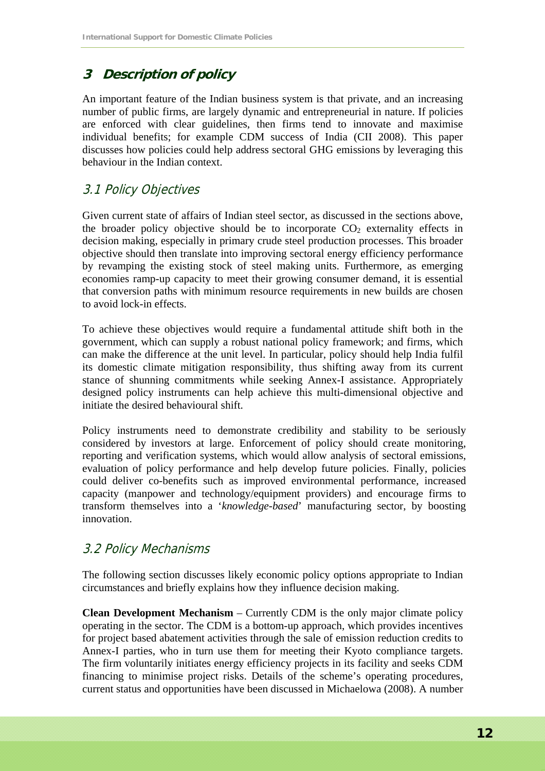# 3 Description of policy

An important feature of the Indian business system is that private, and an increasing number of public firms, are largely dynamic and entrepreneurial in nature. If policies are enforced with clear guidelines, then firms tend to innovate and maximise individual benefits; for example CDM success of India (CII 2008). This paper discusses how policies could help address sectoral GHG emissions by leveraging this behaviour in the Indian context.

## 3.1 Policy Objectives

Given current state of affairs of Indian steel sector, as discussed in the sections above, the broader policy objective should be to incorporate $CO_2$ externality effects in decision making, especially in primary crude steel production processes. This broader objective should then translate into improving sectoral energy efficiency performance by revamping the existing stock of steel making units. Furthermore, as emerging economies ramp-up capacity to meet their growing consumer demand, it is essential that conversion paths with minimum resource requirements in new builds are chosen to avoid lock-in effects.

To achieve these objectives would require a fundamental attitude shift both in the government, which can supply a robust national policy framework; and firms, which can make the difference at the unit level. In particular, policy should help India fulfil its domestic climate mitigation responsibility, thus shifting away from its current stance of shunning commitments while seeking Annex-I assistance. Appropriately designed policy instruments can help achieve this multi-dimensional objective and initiate the desired behavioural shift.

Policy instruments need to demonstrate credibility and stability to be seriously considered by investors at large. Enforcement of policy should create monitoring, reporting and verification systems, which would allow analysis of sectoral emissions, evaluation of policy performance and help develop future policies. Finally, policies could deliver co-benefits such as improved environmental performance, increased capacity (manpower and technology/equipment providers) and encourage firms to transform themselves into a '*knowledge-based*' manufacturing sector, by boosting innovation.

## 3.2 Policy Mechanisms

The following section discusses likely economic policy options appropriate to Indian circumstances and briefly explains how they influence decision making.

**Clean Development Mechanism** – Currently CDM is the only major climate policy operating in the sector. The CDM is a bottom-up approach, which provides incentives for project based abatement activities through the sale of emission reduction credits to Annex-I parties, who in turn use them for meeting their Kyoto compliance targets. The firm voluntarily initiates energy efficiency projects in its facility and seeks CDM financing to minimise project risks. Details of the scheme's operating procedures, current status and opportunities have been discussed in Michaelowa (2008). A number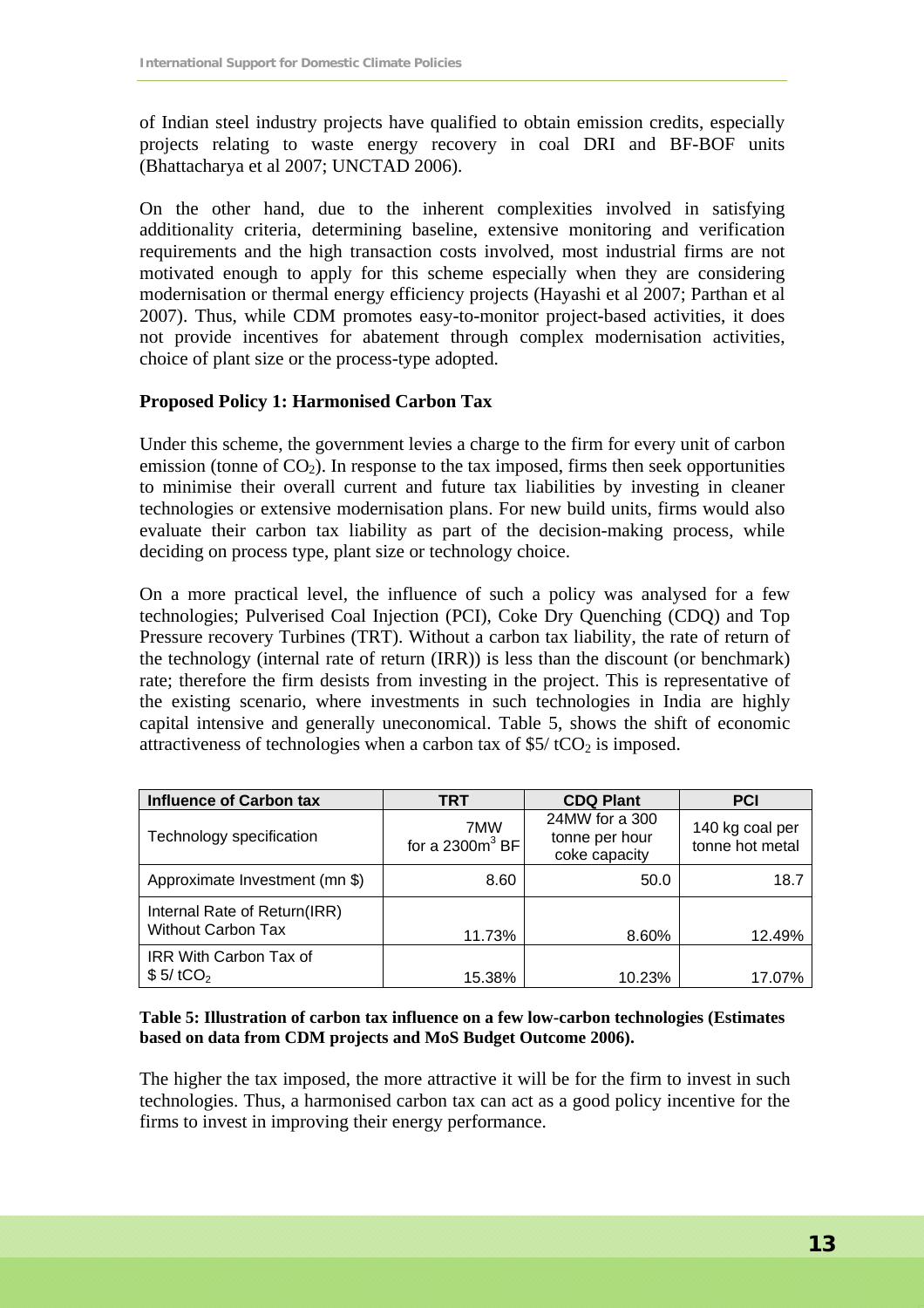of Indian steel industry projects have qualified to obtain emission credits, especially projects relating to waste energy recovery in coal DRI and BF-BOF units (Bhattacharya et al 2007; UNCTAD 2006).

On the other hand, due to the inherent complexities involved in satisfying additionality criteria, determining baseline, extensive monitoring and verification requirements and the high transaction costs involved, most industrial firms are not motivated enough to apply for this scheme especially when they are considering modernisation or thermal energy efficiency projects (Hayashi et al 2007; Parthan et al 2007). Thus, while CDM promotes easy-to-monitor project-based activities, it does not provide incentives for abatement through complex modernisation activities, choice of plant size or the process-type adopted.

**Proposed Policy 1: Harmonised Carbon Tax**

Under this scheme, the government levies a charge to the firm for every unit of carbon emission (tonne of $CO_2$). In response to the tax imposed, firms then seek opportunities to minimise their overall current and future tax liabilities by investing in cleaner technologies or extensive modernisation plans. For new build units, firms would also evaluate their carbon tax liability as part of the decision-making process, while deciding on process type, plant size or technology choice.

On a more practical level, the influence of such a policy was analysed for a few technologies; Pulverised Coal Injection (PCI), Coke Dry Quenching (CDQ) and Top Pressure recovery Turbines (TRT). Without a carbon tax liability, the rate of return of the technology (internal rate of return (IRR)) is less than the discount (or benchmark) rate; therefore the firm desists from investing in the project. This is representative of the existing scenario, where investments in such technologies in India are highly capital intensive and generally uneconomical. Table 5, shows the shift of economic attractiveness of technologies when a carbon tax of \$5/ $tCO_2$ is imposed.

| Influence of Carbon tax | TRT | CDQ Plant | PCI |
|---|---|---|---|
| Technology specification | 7MW for a 2300$m^3$ BF | 24MW for a 300 tonne per hour coke capacity | 140 kg coal per tonne hot metal |
| Approximate Investment (mn \$) | 8.60 | 50.0 | 18.7 |
| Internal Rate of Return(IRR) Without Carbon Tax | 11.73% | 8.60% | 12.49% |
| IRR With Carbon Tax of \$ 5/ $tCO_2$ | 15.38% | 10.23% | 17.07% |

**Table 5: Illustration of carbon tax influence on a few low-carbon technologies (Estimates based on data from CDM projects and MoS Budget Outcome 2006).**

The higher the tax imposed, the more attractive it will be for the firm to invest in such technologies. Thus, a harmonised carbon tax can act as a good policy incentive for the firms to invest in improving their energy performance.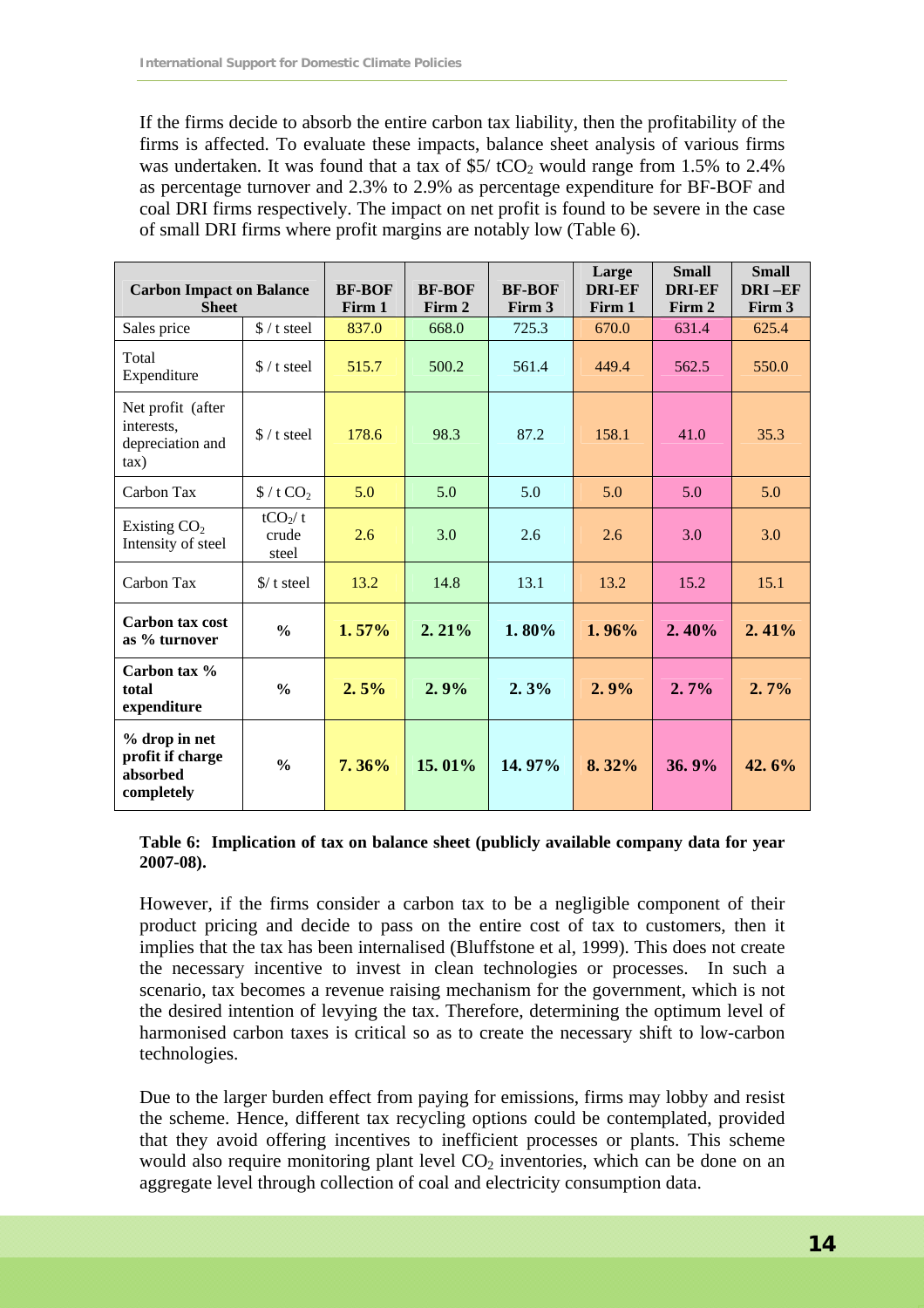If the firms decide to absorb the entire carbon tax liability, then the profitability of the firms is affected. To evaluate these impacts, balance sheet analysis of various firms was undertaken. It was found that a tax of \$5/ $tCO_2$ would range from 1.5% to 2.4% as percentage turnover and 2.3% to 2.9% as percentage expenditure for BF-BOF and coal DRI firms respectively. The impact on net profit is found to be severe in the case of small DRI firms where profit margins are notably low (Table 6).

| Carbon Impact on Balance Sheet | | BF-BOF Firm 1 | BF-BOF Firm 2 | BF-BOF Firm 3 | Large DRI-EF Firm 1 | Small DRI-EF Firm 2 | Small DRI –EF Firm 3 |
|---|---|---|---|---|---|---|---|
| Sales price | \$ / t steel | 837.0 | 668.0 | 725.3 | 670.0 | 631.4 | 625.4 |
| Total Expenditure | \$ / t steel | 515.7 | 500.2 | 561.4 | 449.4 | 562.5 | 550.0 |
| Net profit (after interests, depreciation and tax) | \$ / t steel | 178.6 | 98.3 | 87.2 | 158.1 | 41.0 | 35.3 |
| Carbon Tax | \$ / t $CO_2$ | 5.0 | 5.0 | 5.0 | 5.0 | 5.0 | 5.0 |
| Existing $CO_2$ Intensity of steel | $tCO_2$/ t crude steel | 2.6 | 3.0 | 2.6 | 2.6 | 3.0 | 3.0 |
| Carbon Tax | \$/ t steel | 13.2 | 14.8 | 13.1 | 13.2 | 15.2 | 15.1 |
| **Carbon tax cost as % turnover** | **%** | **1.57%** | **2.21%** | **1.80%** | **1.96%** | **2.40%** | **2.41%** |
| **Carbon tax % total expenditure** | **%** | **2.5%** | **2.9%** | **2.3%** | **2.9%** | **2.7%** | **2.7%** |
| **% drop in net profit if charge absorbed completely** | **%** | **7.36%** | **15.01%** | **14.97%** | **8.32%** | **36.9%** | **42.6%** |

**Table 6: Implication of tax on balance sheet (publicly available company data for year 2007-08).**

However, if the firms consider a carbon tax to be a negligible component of their product pricing and decide to pass on the entire cost of tax to customers, then it implies that the tax has been internalised (Bluffstone et al, 1999). This does not create the necessary incentive to invest in clean technologies or processes. In such a scenario, tax becomes a revenue raising mechanism for the government, which is not the desired intention of levying the tax. Therefore, determining the optimum level of harmonised carbon taxes is critical so as to create the necessary shift to low-carbon technologies.

Due to the larger burden effect from paying for emissions, firms may lobby and resist the scheme. Hence, different tax recycling options could be contemplated, provided that they avoid offering incentives to inefficient processes or plants. This scheme would also require monitoring plant level $CO_2$ inventories, which can be done on an aggregate level through collection of coal and electricity consumption data.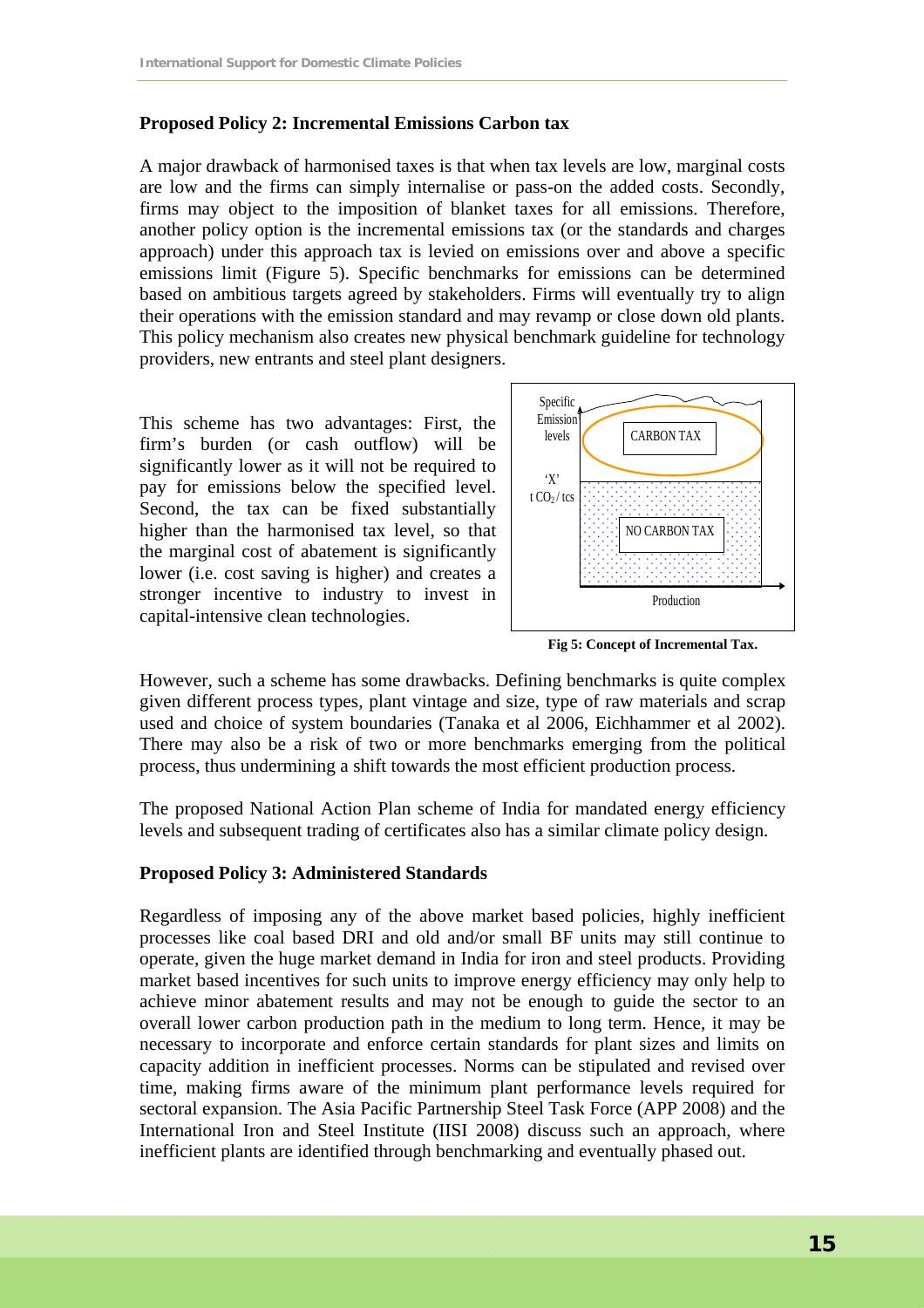**Proposed Policy 2: Incremental Emissions Carbon tax**

A major drawback of harmonised taxes is that when tax levels are low, marginal costs are low and the firms can simply internalise or pass-on the added costs. Secondly, firms may object to the imposition of blanket taxes for all emissions. Therefore, another policy option is the incremental emissions tax (or the standards and charges approach) under this approach tax is levied on emissions over and above a specific emissions limit (Figure 5). Specific benchmarks for emissions can be determined based on ambitious targets agreed by stakeholders. Firms will eventually try to align their operations with the emission standard and may revamp or close down old plants. This policy mechanism also creates new physical benchmark guideline for technology providers, new entrants and steel plant designers.

This scheme has two advantages: First, the firm's burden (or cash outflow) will be significantly lower as it will not be required to pay for emissions below the specified level. Second, the tax can be fixed substantially higher than the harmonised tax level, so that the marginal cost of abatement is significantly lower (i.e. cost saving is higher) and creates a stronger incentive to industry to invest in capital-intensive clean technologies.

Specific Emission levels

'X' t $CO_2$ / tcs

CARBON TAX

NO CARBON TAX

Production

**Fig 5: Concept of Incremental Tax.**

However, such a scheme has some drawbacks. Defining benchmarks is quite complex given different process types, plant vintage and size, type of raw materials and scrap used and choice of system boundaries (Tanaka et al 2006, Eichhammer et al 2002). There may also be a risk of two or more benchmarks emerging from the political process, thus undermining a shift towards the most efficient production process.

The proposed National Action Plan scheme of India for mandated energy efficiency levels and subsequent trading of certificates also has a similar climate policy design.

**Proposed Policy 3: Administered Standards**

Regardless of imposing any of the above market based policies, highly inefficient processes like coal based DRI and old and/or small BF units may still continue to operate, given the huge market demand in India for iron and steel products. Providing market based incentives for such units to improve energy efficiency may only help to achieve minor abatement results and may not be enough to guide the sector to an overall lower carbon production path in the medium to long term. Hence, it may be necessary to incorporate and enforce certain standards for plant sizes and limits on capacity addition in inefficient processes. Norms can be stipulated and revised over time, making firms aware of the minimum plant performance levels required for sectoral expansion. The Asia Pacific Partnership Steel Task Force (APP 2008) and the International Iron and Steel Institute (IISI 2008) discuss such an approach, where inefficient plants are identified through benchmarking and eventually phased out.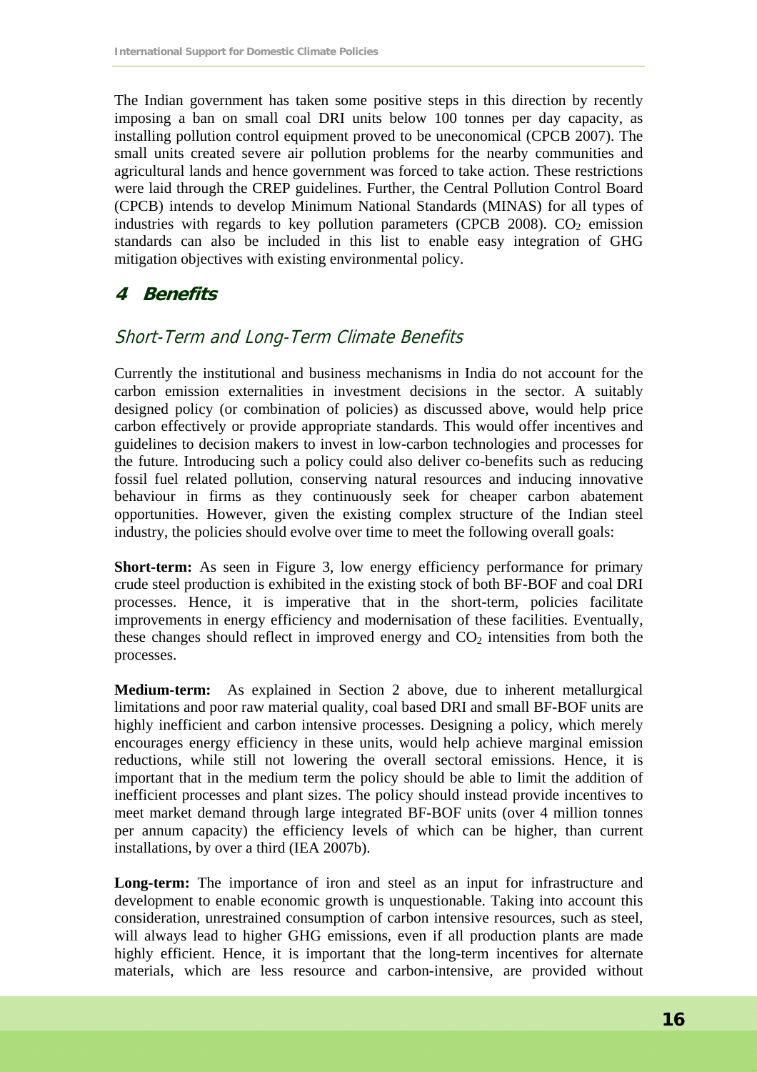The Indian government has taken some positive steps in this direction by recently imposing a ban on small coal DRI units below 100 tonnes per day capacity, as installing pollution control equipment proved to be uneconomical (CPCB 2007). The small units created severe air pollution problems for the nearby communities and agricultural lands and hence government was forced to take action. These restrictions were laid through the CREP guidelines. Further, the Central Pollution Control Board (CPCB) intends to develop Minimum National Standards (MINAS) for all types of industries with regards to key pollution parameters (CPCB 2008). $CO_2$ emission standards can also be included in this list to enable easy integration of GHG mitigation objectives with existing environmental policy.

# 4 Benefits

## Short-Term and Long-Term Climate Benefits

Currently the institutional and business mechanisms in India do not account for the carbon emission externalities in investment decisions in the sector. A suitably designed policy (or combination of policies) as discussed above, would help price carbon effectively or provide appropriate standards. This would offer incentives and guidelines to decision makers to invest in low-carbon technologies and processes for the future. Introducing such a policy could also deliver co-benefits such as reducing fossil fuel related pollution, conserving natural resources and inducing innovative behaviour in firms as they continuously seek for cheaper carbon abatement opportunities. However, given the existing complex structure of the Indian steel industry, the policies should evolve over time to meet the following overall goals:

**Short-term:** As seen in Figure 3, low energy efficiency performance for primary crude steel production is exhibited in the existing stock of both BF-BOF and coal DRI processes. Hence, it is imperative that in the short-term, policies facilitate improvements in energy efficiency and modernisation of these facilities. Eventually, these changes should reflect in improved energy and $CO_2$ intensities from both the processes.

**Medium-term:** As explained in Section 2 above, due to inherent metallurgical limitations and poor raw material quality, coal based DRI and small BF-BOF units are highly inefficient and carbon intensive processes. Designing a policy, which merely encourages energy efficiency in these units, would help achieve marginal emission reductions, while still not lowering the overall sectoral emissions. Hence, it is important that in the medium term the policy should be able to limit the addition of inefficient processes and plant sizes. The policy should instead provide incentives to meet market demand through large integrated BF-BOF units (over 4 million tonnes per annum capacity) the efficiency levels of which can be higher, than current installations, by over a third (IEA 2007b).

**Long-term:** The importance of iron and steel as an input for infrastructure and development to enable economic growth is unquestionable. Taking into account this consideration, unrestrained consumption of carbon intensive resources, such as steel, will always lead to higher GHG emissions, even if all production plants are made highly efficient. Hence, it is important that the long-term incentives for alternate materials, which are less resource and carbon-intensive, are provided without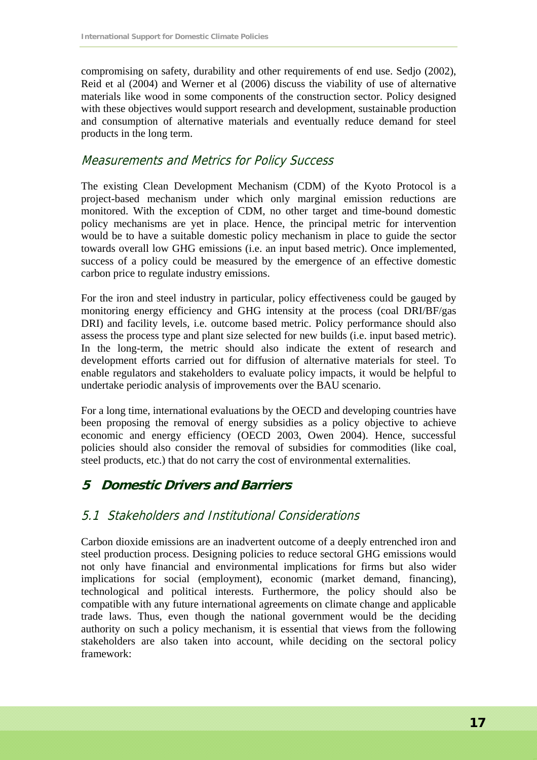compromising on safety, durability and other requirements of end use. Sedjo (2002), Reid et al (2004) and Werner et al (2006) discuss the viability of use of alternative materials like wood in some components of the construction sector. Policy designed with these objectives would support research and development, sustainable production and consumption of alternative materials and eventually reduce demand for steel products in the long term.

### Measurements and Metrics for Policy Success

The existing Clean Development Mechanism (CDM) of the Kyoto Protocol is a project-based mechanism under which only marginal emission reductions are monitored. With the exception of CDM, no other target and time-bound domestic policy mechanisms are yet in place. Hence, the principal metric for intervention would be to have a suitable domestic policy mechanism in place to guide the sector towards overall low GHG emissions (i.e. an input based metric). Once implemented, success of a policy could be measured by the emergence of an effective domestic carbon price to regulate industry emissions.

For the iron and steel industry in particular, policy effectiveness could be gauged by monitoring energy efficiency and GHG intensity at the process (coal DRI/BF/gas DRI) and facility levels, i.e. outcome based metric. Policy performance should also assess the process type and plant size selected for new builds (i.e. input based metric). In the long-term, the metric should also indicate the extent of research and development efforts carried out for diffusion of alternative materials for steel. To enable regulators and stakeholders to evaluate policy impacts, it would be helpful to undertake periodic analysis of improvements over the BAU scenario.

For a long time, international evaluations by the OECD and developing countries have been proposing the removal of energy subsidies as a policy objective to achieve economic and energy efficiency (OECD 2003, Owen 2004). Hence, successful policies should also consider the removal of subsidies for commodities (like coal, steel products, etc.) that do not carry the cost of environmental externalities.

## 5 Domestic Drivers and Barriers

### 5.1 Stakeholders and Institutional Considerations

Carbon dioxide emissions are an inadvertent outcome of a deeply entrenched iron and steel production process. Designing policies to reduce sectoral GHG emissions would not only have financial and environmental implications for firms but also wider implications for social (employment), economic (market demand, financing), technological and political interests. Furthermore, the policy should also be compatible with any future international agreements on climate change and applicable trade laws. Thus, even though the national government would be the deciding authority on such a policy mechanism, it is essential that views from the following stakeholders are also taken into account, while deciding on the sectoral policy framework: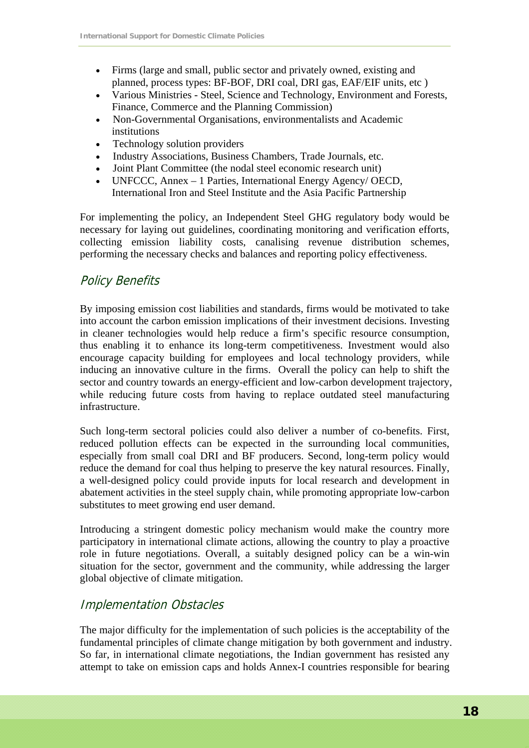- Firms (large and small, public sector and privately owned, existing and planned, process types: BF-BOF, DRI coal, DRI gas, EAF/EIF units, etc )
- Various Ministries - Steel, Science and Technology, Environment and Forests, Finance, Commerce and the Planning Commission)
- Non-Governmental Organisations, environmentalists and Academic institutions
- Technology solution providers
- Industry Associations, Business Chambers, Trade Journals, etc.
- Joint Plant Committee (the nodal steel economic research unit)
- UNFCCC, Annex – 1 Parties, International Energy Agency/ OECD, International Iron and Steel Institute and the Asia Pacific Partnership

For implementing the policy, an Independent Steel GHG regulatory body would be necessary for laying out guidelines, coordinating monitoring and verification efforts, collecting emission liability costs, canalising revenue distribution schemes, performing the necessary checks and balances and reporting policy effectiveness.

## Policy Benefits

By imposing emission cost liabilities and standards, firms would be motivated to take into account the carbon emission implications of their investment decisions. Investing in cleaner technologies would help reduce a firm's specific resource consumption, thus enabling it to enhance its long-term competitiveness. Investment would also encourage capacity building for employees and local technology providers, while inducing an innovative culture in the firms. Overall the policy can help to shift the sector and country towards an energy-efficient and low-carbon development trajectory, while reducing future costs from having to replace outdated steel manufacturing infrastructure.

Such long-term sectoral policies could also deliver a number of co-benefits. First, reduced pollution effects can be expected in the surrounding local communities, especially from small coal DRI and BF producers. Second, long-term policy would reduce the demand for coal thus helping to preserve the key natural resources. Finally, a well-designed policy could provide inputs for local research and development in abatement activities in the steel supply chain, while promoting appropriate low-carbon substitutes to meet growing end user demand.

Introducing a stringent domestic policy mechanism would make the country more participatory in international climate actions, allowing the country to play a proactive role in future negotiations. Overall, a suitably designed policy can be a win-win situation for the sector, government and the community, while addressing the larger global objective of climate mitigation.

## Implementation Obstacles

The major difficulty for the implementation of such policies is the acceptability of the fundamental principles of climate change mitigation by both government and industry. So far, in international climate negotiations, the Indian government has resisted any attempt to take on emission caps and holds Annex-I countries responsible for bearing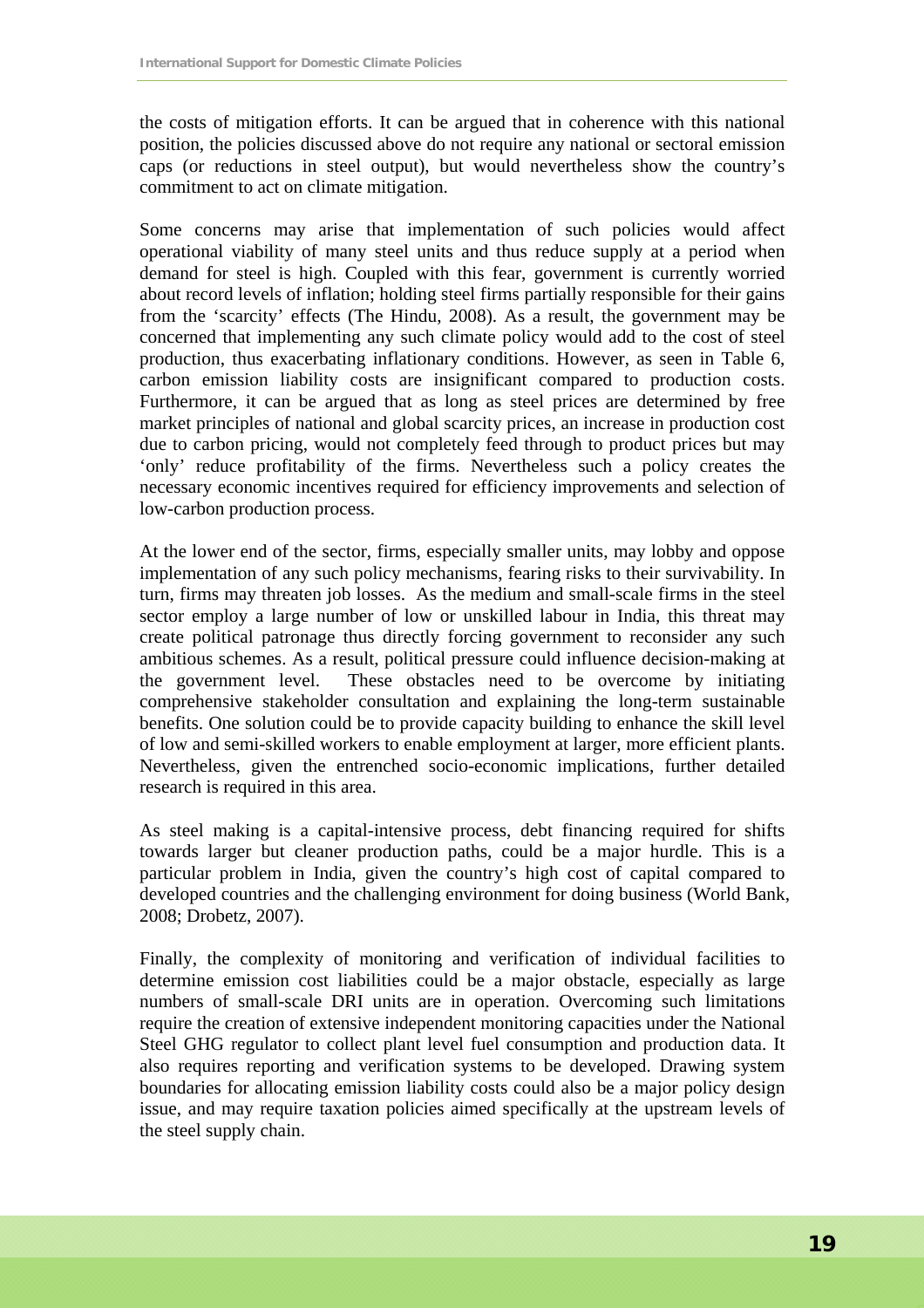the costs of mitigation efforts. It can be argued that in coherence with this national position, the policies discussed above do not require any national or sectoral emission caps (or reductions in steel output), but would nevertheless show the country's commitment to act on climate mitigation.

Some concerns may arise that implementation of such policies would affect operational viability of many steel units and thus reduce supply at a period when demand for steel is high. Coupled with this fear, government is currently worried about record levels of inflation; holding steel firms partially responsible for their gains from the 'scarcity' effects (The Hindu, 2008). As a result, the government may be concerned that implementing any such climate policy would add to the cost of steel production, thus exacerbating inflationary conditions. However, as seen in Table 6, carbon emission liability costs are insignificant compared to production costs. Furthermore, it can be argued that as long as steel prices are determined by free market principles of national and global scarcity prices, an increase in production cost due to carbon pricing, would not completely feed through to product prices but may 'only' reduce profitability of the firms. Nevertheless such a policy creates the necessary economic incentives required for efficiency improvements and selection of low-carbon production process.

At the lower end of the sector, firms, especially smaller units, may lobby and oppose implementation of any such policy mechanisms, fearing risks to their survivability. In turn, firms may threaten job losses. As the medium and small-scale firms in the steel sector employ a large number of low or unskilled labour in India, this threat may create political patronage thus directly forcing government to reconsider any such ambitious schemes. As a result, political pressure could influence decision-making at the government level. These obstacles need to be overcome by initiating comprehensive stakeholder consultation and explaining the long-term sustainable benefits. One solution could be to provide capacity building to enhance the skill level of low and semi-skilled workers to enable employment at larger, more efficient plants. Nevertheless, given the entrenched socio-economic implications, further detailed research is required in this area.

As steel making is a capital-intensive process, debt financing required for shifts towards larger but cleaner production paths, could be a major hurdle. This is a particular problem in India, given the country's high cost of capital compared to developed countries and the challenging environment for doing business (World Bank, 2008; Drobetz, 2007).

Finally, the complexity of monitoring and verification of individual facilities to determine emission cost liabilities could be a major obstacle, especially as large numbers of small-scale DRI units are in operation. Overcoming such limitations require the creation of extensive independent monitoring capacities under the National Steel GHG regulator to collect plant level fuel consumption and production data. It also requires reporting and verification systems to be developed. Drawing system boundaries for allocating emission liability costs could also be a major policy design issue, and may require taxation policies aimed specifically at the upstream levels of the steel supply chain.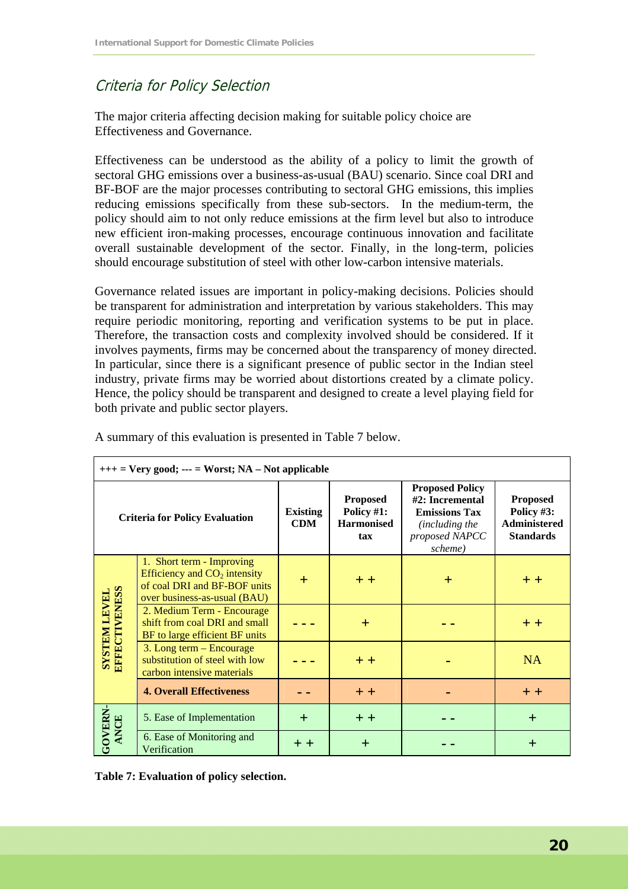## Criteria for Policy Selection

The major criteria affecting decision making for suitable policy choice are Effectiveness and Governance.

Effectiveness can be understood as the ability of a policy to limit the growth of sectoral GHG emissions over a business-as-usual (BAU) scenario. Since coal DRI and BF-BOF are the major processes contributing to sectoral GHG emissions, this implies reducing emissions specifically from these sub-sectors. In the medium-term, the policy should aim to not only reduce emissions at the firm level but also to introduce new efficient iron-making processes, encourage continuous innovation and facilitate overall sustainable development of the sector. Finally, in the long-term, policies should encourage substitution of steel with other low-carbon intensive materials.

Governance related issues are important in policy-making decisions. Policies should be transparent for administration and interpretation by various stakeholders. This may require periodic monitoring, reporting and verification systems to be put in place. Therefore, the transaction costs and complexity involved should be considered. If it involves payments, firms may be concerned about the transparency of money directed. In particular, since there is a significant presence of public sector in the Indian steel industry, private firms may be worried about distortions created by a climate policy. Hence, the policy should be transparent and designed to create a level playing field for both private and public sector players.

A summary of this evaluation is presented in Table 7 below.

| **+++ = Very good; --- = Worst; NA – Not applicable** | | | | | | |
|---|---|---|---|---|---|---|
| **Criteria for Policy Evaluation** | | **Existing CDM** | **Proposed Policy #1: Harmonised tax** | **Proposed Policy #2: Incremental Emissions Tax** *(including the proposed NAPCC scheme)* | **Proposed Policy #3: Administered Standards** |
| **SYSTEM LEVEL EFFECTIVENESS** | 1. Short term - Improving Efficiency and $CO_2$ intensity of coal DRI and BF-BOF units over business-as-usual (BAU) | + | + + | + | + + |
| | 2. Medium Term - Encourage shift from coal DRI and small BF to large efficient BF units | - - - | + | - - | + + |
| | 3. Long term – Encourage substitution of steel with low carbon intensive materials | - - - | + + | - | NA |
| | **4. Overall Effectiveness** | - - | + + | - | + + |
| **GOVERN-ANCE** | 5. Ease of Implementation | + | + + | - - | + |
| | 6. Ease of Monitoring and Verification | + + | + | - - | + |

**Table 7: Evaluation of policy selection.**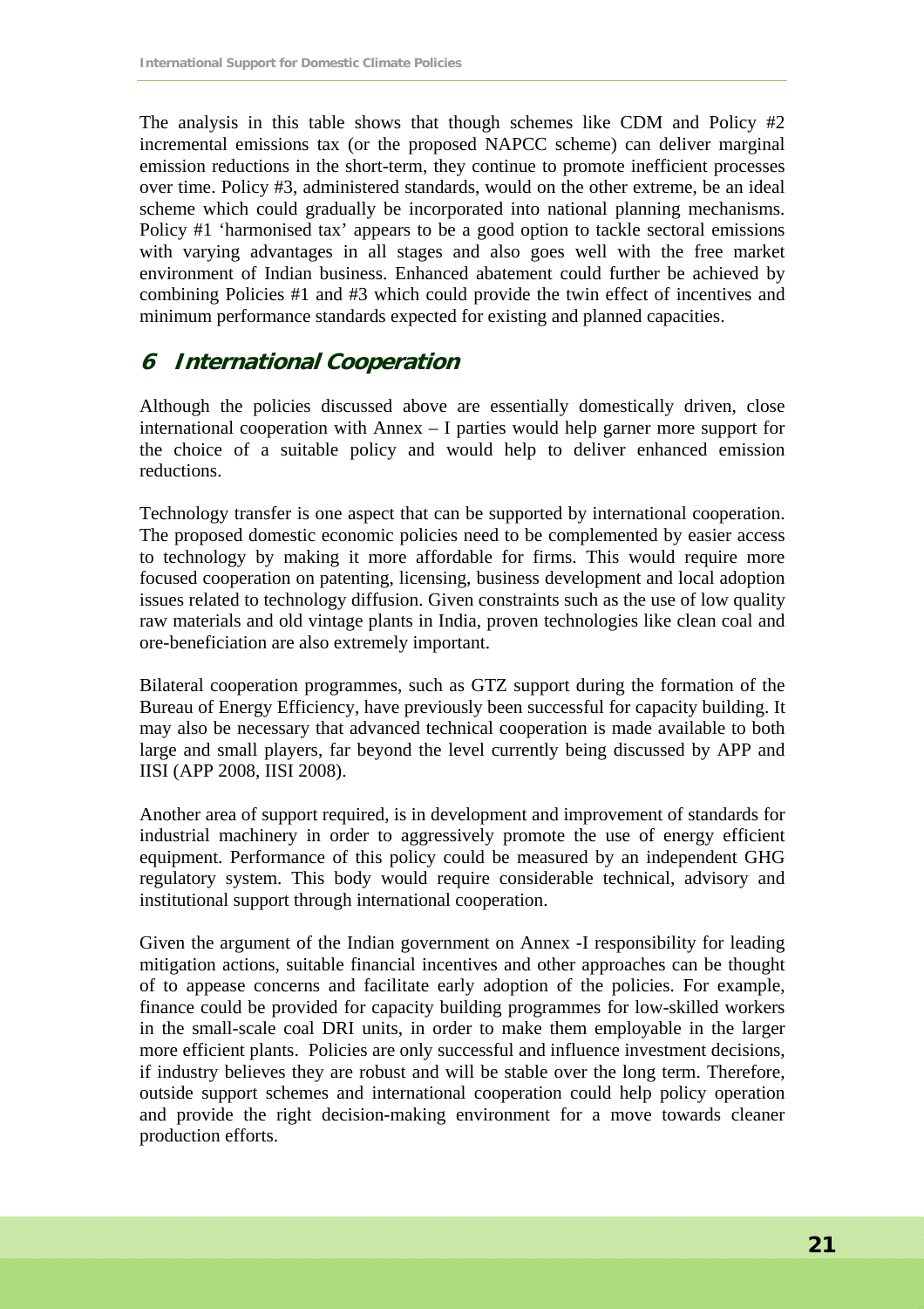The analysis in this table shows that though schemes like CDM and Policy #2 incremental emissions tax (or the proposed NAPCC scheme) can deliver marginal emission reductions in the short-term, they continue to promote inefficient processes over time. Policy #3, administered standards, would on the other extreme, be an ideal scheme which could gradually be incorporated into national planning mechanisms. Policy #1 'harmonised tax' appears to be a good option to tackle sectoral emissions with varying advantages in all stages and also goes well with the free market environment of Indian business. Enhanced abatement could further be achieved by combining Policies #1 and #3 which could provide the twin effect of incentives and minimum performance standards expected for existing and planned capacities.

# 6 International Cooperation

Although the policies discussed above are essentially domestically driven, close international cooperation with Annex – I parties would help garner more support for the choice of a suitable policy and would help to deliver enhanced emission reductions.

Technology transfer is one aspect that can be supported by international cooperation. The proposed domestic economic policies need to be complemented by easier access to technology by making it more affordable for firms. This would require more focused cooperation on patenting, licensing, business development and local adoption issues related to technology diffusion. Given constraints such as the use of low quality raw materials and old vintage plants in India, proven technologies like clean coal and ore-beneficiation are also extremely important.

Bilateral cooperation programmes, such as GTZ support during the formation of the Bureau of Energy Efficiency, have previously been successful for capacity building. It may also be necessary that advanced technical cooperation is made available to both large and small players, far beyond the level currently being discussed by APP and IISI (APP 2008, IISI 2008).

Another area of support required, is in development and improvement of standards for industrial machinery in order to aggressively promote the use of energy efficient equipment. Performance of this policy could be measured by an independent GHG regulatory system. This body would require considerable technical, advisory and institutional support through international cooperation.

Given the argument of the Indian government on Annex -I responsibility for leading mitigation actions, suitable financial incentives and other approaches can be thought of to appease concerns and facilitate early adoption of the policies. For example, finance could be provided for capacity building programmes for low-skilled workers in the small-scale coal DRI units, in order to make them employable in the larger more efficient plants. Policies are only successful and influence investment decisions, if industry believes they are robust and will be stable over the long term. Therefore, outside support schemes and international cooperation could help policy operation and provide the right decision-making environment for a move towards cleaner production efforts.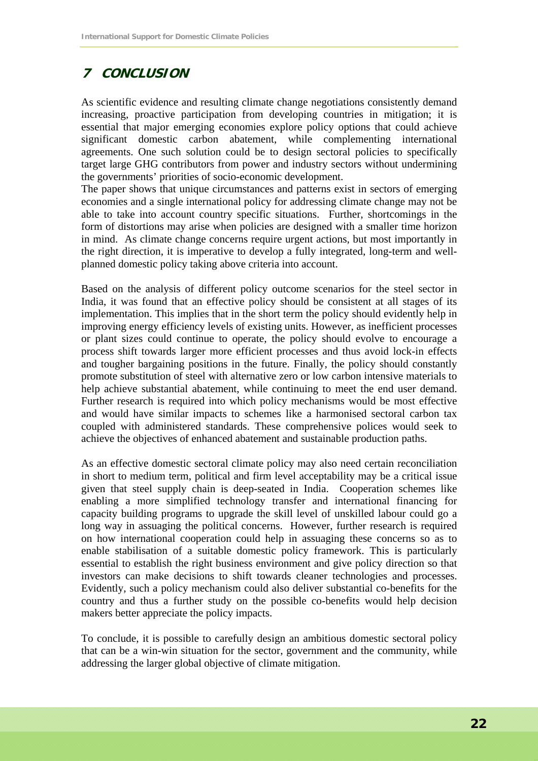## 7 CONCLUSION

As scientific evidence and resulting climate change negotiations consistently demand increasing, proactive participation from developing countries in mitigation; it is essential that major emerging economies explore policy options that could achieve significant domestic carbon abatement, while complementing international agreements. One such solution could be to design sectoral policies to specifically target large GHG contributors from power and industry sectors without undermining the governments' priorities of socio-economic development.

The paper shows that unique circumstances and patterns exist in sectors of emerging economies and a single international policy for addressing climate change may not be able to take into account country specific situations. Further, shortcomings in the form of distortions may arise when policies are designed with a smaller time horizon in mind. As climate change concerns require urgent actions, but most importantly in the right direction, it is imperative to develop a fully integrated, long-term and well-planned domestic policy taking above criteria into account.

Based on the analysis of different policy outcome scenarios for the steel sector in India, it was found that an effective policy should be consistent at all stages of its implementation. This implies that in the short term the policy should evidently help in improving energy efficiency levels of existing units. However, as inefficient processes or plant sizes could continue to operate, the policy should evolve to encourage a process shift towards larger more efficient processes and thus avoid lock-in effects and tougher bargaining positions in the future. Finally, the policy should constantly promote substitution of steel with alternative zero or low carbon intensive materials to help achieve substantial abatement, while continuing to meet the end user demand. Further research is required into which policy mechanisms would be most effective and would have similar impacts to schemes like a harmonised sectoral carbon tax coupled with administered standards. These comprehensive polices would seek to achieve the objectives of enhanced abatement and sustainable production paths.

As an effective domestic sectoral climate policy may also need certain reconciliation in short to medium term, political and firm level acceptability may be a critical issue given that steel supply chain is deep-seated in India. Cooperation schemes like enabling a more simplified technology transfer and international financing for capacity building programs to upgrade the skill level of unskilled labour could go a long way in assuaging the political concerns. However, further research is required on how international cooperation could help in assuaging these concerns so as to enable stabilisation of a suitable domestic policy framework. This is particularly essential to establish the right business environment and give policy direction so that investors can make decisions to shift towards cleaner technologies and processes. Evidently, such a policy mechanism could also deliver substantial co-benefits for the country and thus a further study on the possible co-benefits would help decision makers better appreciate the policy impacts.

To conclude, it is possible to carefully design an ambitious domestic sectoral policy that can be a win-win situation for the sector, government and the community, while addressing the larger global objective of climate mitigation.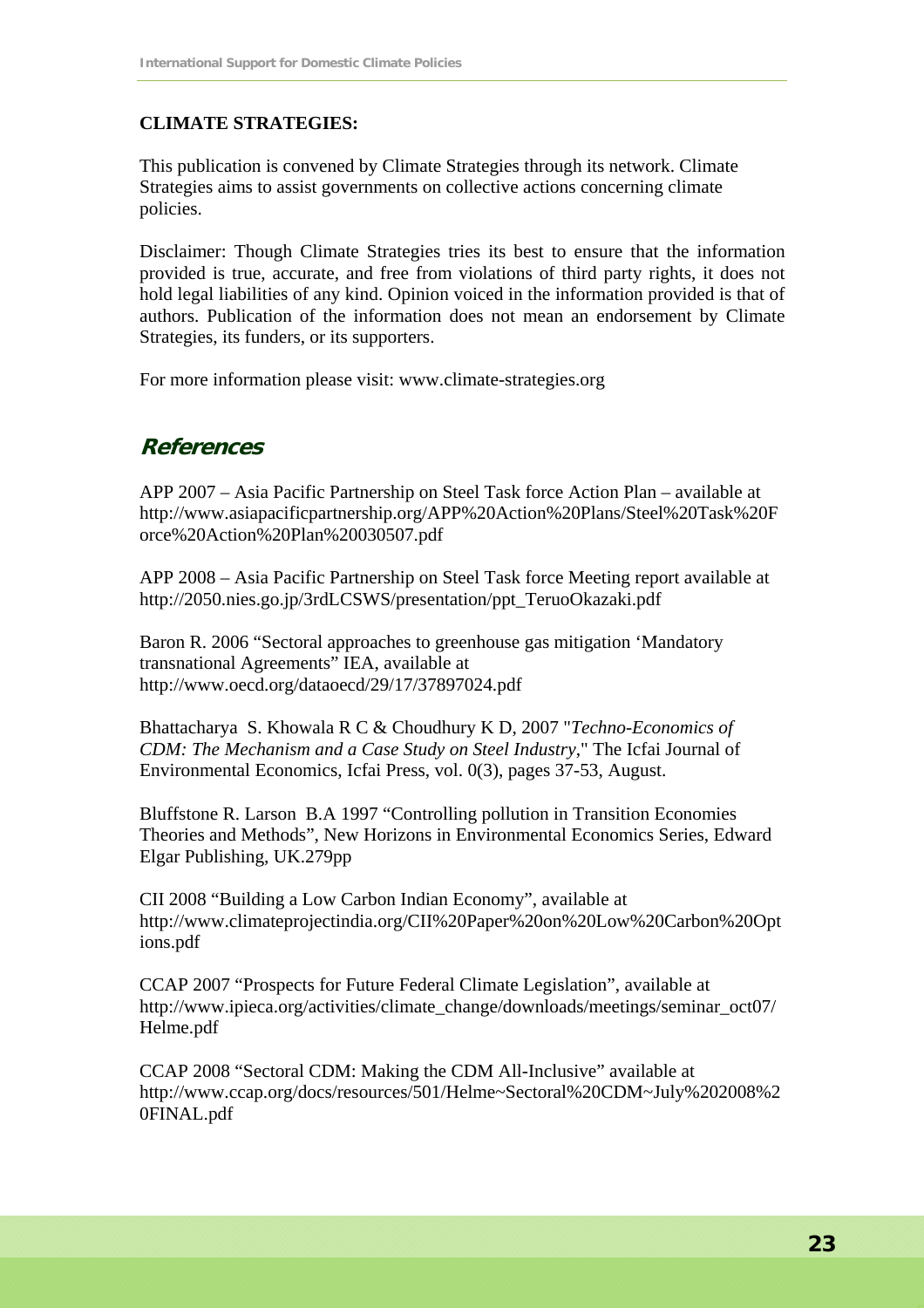**CLIMATE STRATEGIES:**

This publication is convened by Climate Strategies through its network. Climate Strategies aims to assist governments on collective actions concerning climate policies.

Disclaimer: Though Climate Strategies tries its best to ensure that the information provided is true, accurate, and free from violations of third party rights, it does not hold legal liabilities of any kind. Opinion voiced in the information provided is that of authors. Publication of the information does not mean an endorsement by Climate Strategies, its funders, or its supporters.

For more information please visit: www.climate-strategies.org

## References

APP 2007 – Asia Pacific Partnership on Steel Task force Action Plan – available at http://www.asiapacificpartnership.org/APP%20Action%20Plans/Steel%20Task%20Force%20Action%20Plan%20030507.pdf

APP 2008 – Asia Pacific Partnership on Steel Task force Meeting report available at http://2050.nies.go.jp/3rdLCSWS/presentation/ppt_TeruoOkazaki.pdf

Baron R. 2006 "Sectoral approaches to greenhouse gas mitigation 'Mandatory transnational Agreements" IEA, available at http://www.oecd.org/dataoecd/29/17/37897024.pdf

Bhattacharya S. Khowala R C & Choudhury K D, 2007 "*Techno-Economics of CDM: The Mechanism and a Case Study on Steel Industry*," The Icfai Journal of Environmental Economics, Icfai Press, vol. 0(3), pages 37-53, August.

Bluffstone R. Larson B.A 1997 "Controlling pollution in Transition Economies Theories and Methods", New Horizons in Environmental Economics Series, Edward Elgar Publishing, UK.279pp

CII 2008 "Building a Low Carbon Indian Economy", available at http://www.climateprojectindia.org/CII%20Paper%20on%20Low%20Carbon%20Options.pdf

CCAP 2007 "Prospects for Future Federal Climate Legislation", available at http://www.ipieca.org/activities/climate_change/downloads/meetings/seminar_oct07/Helme.pdf

CCAP 2008 "Sectoral CDM: Making the CDM All-Inclusive" available at http://www.ccap.org/docs/resources/501/Helme~Sectoral%20CDM~July%202008%20FINAL.pdf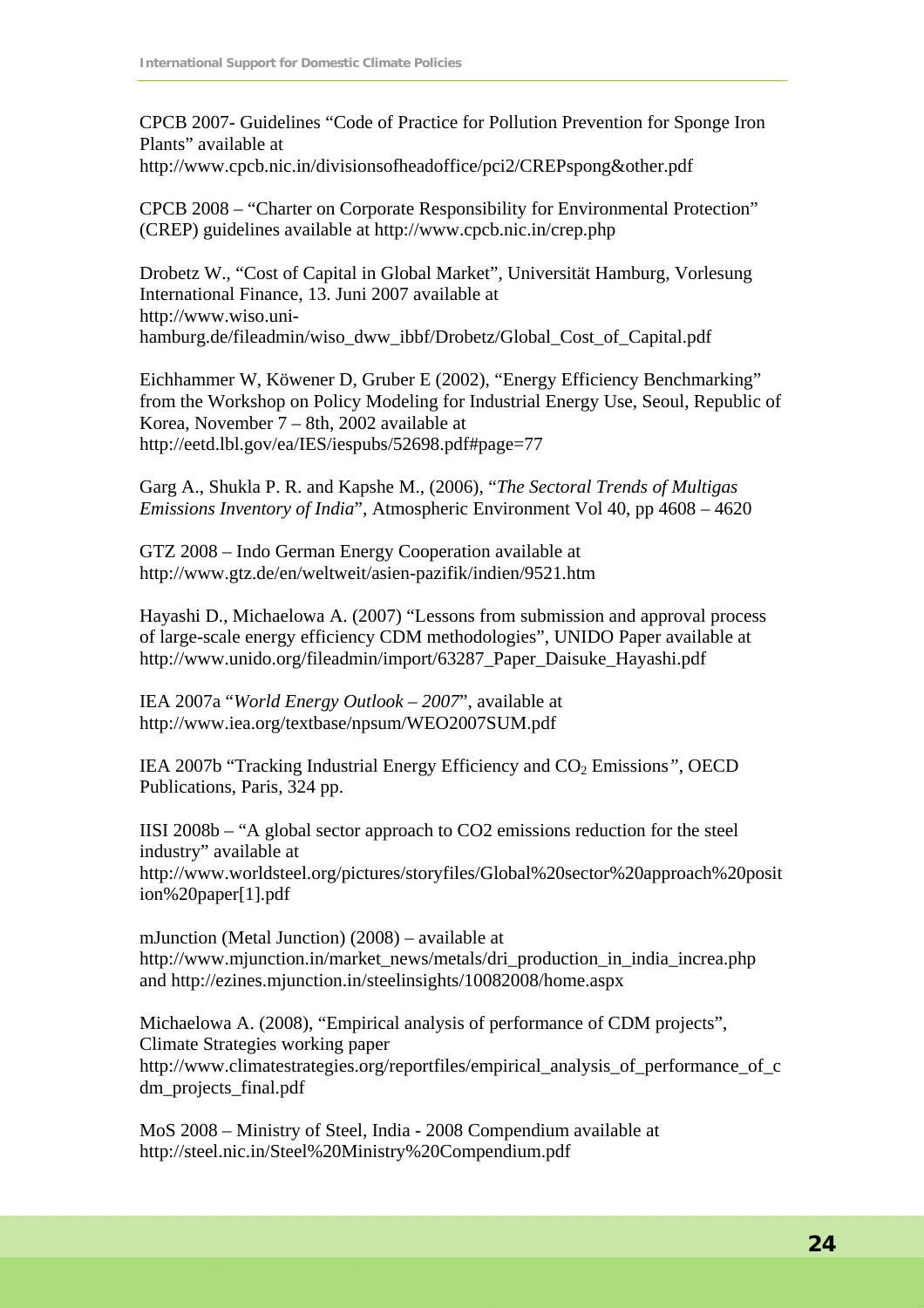CPCB 2007- Guidelines "Code of Practice for Pollution Prevention for Sponge Iron Plants" available at http://www.cpcb.nic.in/divisionsofheadoffice/pci2/CREPspong&other.pdf

CPCB 2008 – "Charter on Corporate Responsibility for Environmental Protection" (CREP) guidelines available at http://www.cpcb.nic.in/crep.php

Drobetz W., "Cost of Capital in Global Market", Universität Hamburg, Vorlesung International Finance, 13. Juni 2007 available at http://www.wiso.uni-hamburg.de/fileadmin/wiso_dww_ibbf/Drobetz/Global_Cost_of_Capital.pdf

Eichhammer W, Köwener D, Gruber E (2002), "Energy Efficiency Benchmarking" from the Workshop on Policy Modeling for Industrial Energy Use, Seoul, Republic of Korea, November 7 – 8th, 2002 available at http://eetd.lbl.gov/ea/IES/iespubs/52698.pdf#page=77

Garg A., Shukla P. R. and Kapshe M., (2006), "*The Sectoral Trends of Multigas Emissions Inventory of India*", Atmospheric Environment Vol 40, pp 4608 – 4620

GTZ 2008 – Indo German Energy Cooperation available at http://www.gtz.de/en/weltweit/asien-pazifik/indien/9521.htm

Hayashi D., Michaelowa A. (2007) "Lessons from submission and approval process of large-scale energy efficiency CDM methodologies", UNIDO Paper available at http://www.unido.org/fileadmin/import/63287_Paper_Daisuke_Hayashi.pdf

IEA 2007a "*World Energy Outlook – 2007*", available at http://www.iea.org/textbase/npsum/WEO2007SUM.pdf

IEA 2007b "Tracking Industrial Energy Efficiency and $CO_2$ Emissions", OECD Publications, Paris, 324 pp.

IISI 2008b – "A global sector approach to CO2 emissions reduction for the steel industry" available at http://www.worldsteel.org/pictures/storyfiles/Global%20sector%20approach%20position%20paper[1].pdf

mJunction (Metal Junction) (2008) – available at http://www.mjunction.in/market_news/metals/dri_production_in_india_increa.php and http://ezines.mjunction.in/steelinsights/10082008/home.aspx

Michaelowa A. (2008), "Empirical analysis of performance of CDM projects", Climate Strategies working paper http://www.climatestrategies.org/reportfiles/empirical_analysis_of_performance_of_cdm_projects_final.pdf

MoS 2008 – Ministry of Steel, India - 2008 Compendium available at http://steel.nic.in/Steel%20Ministry%20Compendium.pdf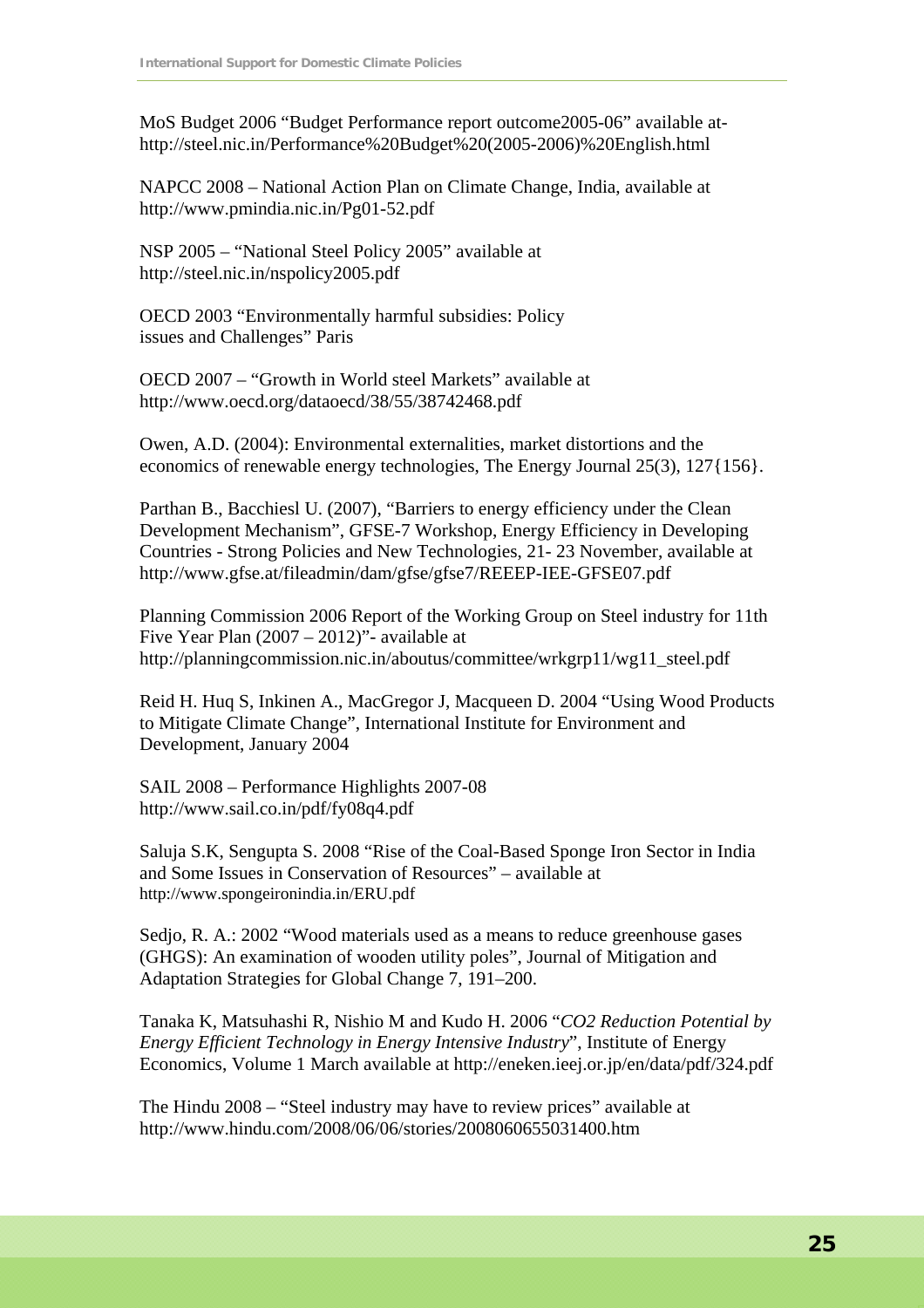MoS Budget 2006 “Budget Performance report outcome2005-06” available at- http://steel.nic.in/Performance%20Budget%20(2005-2006)%20English.html

NAPCC 2008 – National Action Plan on Climate Change, India, available at http://www.pmindia.nic.in/Pg01-52.pdf

NSP 2005 – “National Steel Policy 2005” available at http://steel.nic.in/nspolicy2005.pdf

OECD 2003 “Environmentally harmful subsidies: Policy issues and Challenges” Paris

OECD 2007 – “Growth in World steel Markets” available at http://www.oecd.org/dataoecd/38/55/38742468.pdf

Owen, A.D. (2004): Environmental externalities, market distortions and the economics of renewable energy technologies, The Energy Journal 25(3), 127{156}.

Parthan B., Bacchiesl U. (2007), “Barriers to energy efficiency under the Clean Development Mechanism”, GFSE-7 Workshop, Energy Efficiency in Developing Countries - Strong Policies and New Technologies, 21- 23 November, available at http://www.gfse.at/fileadmin/dam/gfse/gfse7/REEEP-IEE-GFSE07.pdf

Planning Commission 2006 Report of the Working Group on Steel industry for 11th Five Year Plan (2007 – 2012)”- available at http://planningcommission.nic.in/aboutus/committee/wrkgrp11/wg11_steel.pdf

Reid H. Huq S, Inkinen A., MacGregor J, Macqueen D. 2004 “Using Wood Products to Mitigate Climate Change”, International Institute for Environment and Development, January 2004

SAIL 2008 – Performance Highlights 2007-08 http://www.sail.co.in/pdf/fy08q4.pdf

Saluja S.K, Sengupta S. 2008 “Rise of the Coal-Based Sponge Iron Sector in India and Some Issues in Conservation of Resources” – available at http://www.spongeironindia.in/ERU.pdf

Sedjo, R. A.: 2002 “Wood materials used as a means to reduce greenhouse gases (GHGS): An examination of wooden utility poles”, Journal of Mitigation and Adaptation Strategies for Global Change 7, 191–200.

Tanaka K, Matsuhashi R, Nishio M and Kudo H. 2006 “*CO2 Reduction Potential by Energy Efficient Technology in Energy Intensive Industry*”, Institute of Energy Economics, Volume 1 March available at http://eneken.ieej.or.jp/en/data/pdf/324.pdf

The Hindu 2008 – “Steel industry may have to review prices” available at http://www.hindu.com/2008/06/06/stories/2008060655031400.htm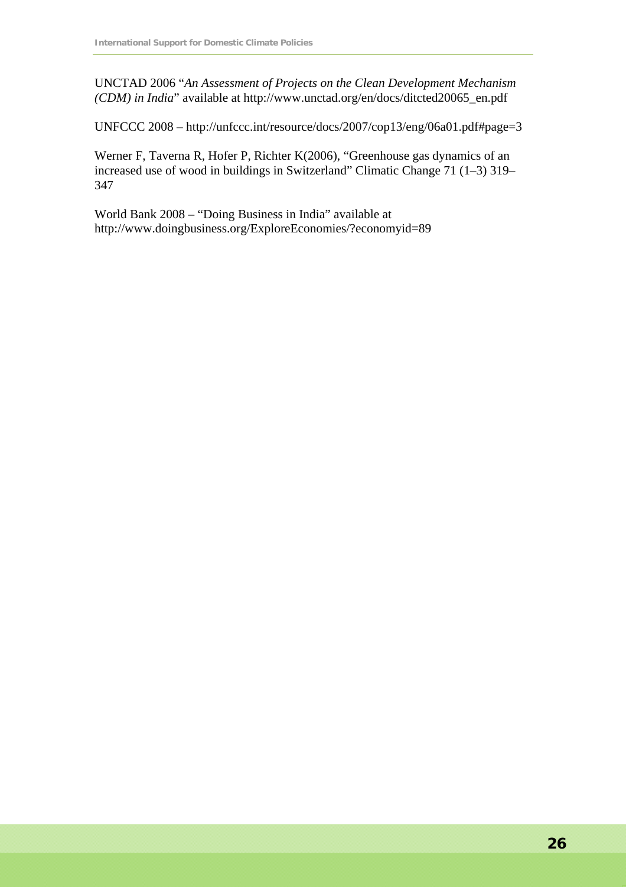UNCTAD 2006 "*An Assessment of Projects on the Clean Development Mechanism (CDM) in India*" available at http://www.unctad.org/en/docs/ditcted20065_en.pdf

UNFCCC 2008 – http://unfccc.int/resource/docs/2007/cop13/eng/06a01.pdf#page=3

Werner F, Taverna R, Hofer P, Richter K(2006), "Greenhouse gas dynamics of an increased use of wood in buildings in Switzerland" Climatic Change 71 (1–3) 319–347

World Bank 2008 – "Doing Business in India" available at http://www.doingbusiness.org/ExploreEconomies/?economyid=89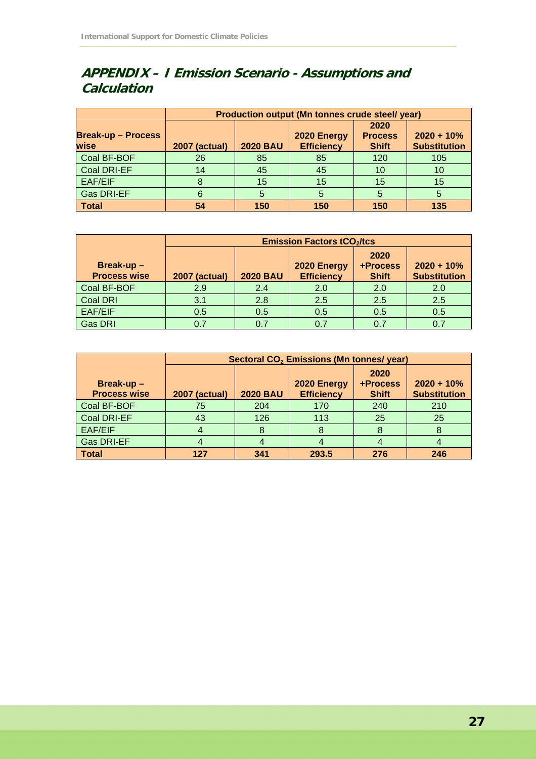## APPENDIX – I Emission Scenario - Assumptions and Calculation

| Break-up – Process wise | Production output (Mn tonnes crude steel/ year) | | | | |
|---|---|---|---|---|---|
| | 2007 (actual) | 2020 BAU | 2020 Energy Efficiency | 2020 Process Shift | 2020 + 10% Substitution |
| Coal BF-BOF | 26 | 85 | 85 | 120 | 105 |
| Coal DRI-EF | 14 | 45 | 45 | 10 | 10 |
| EAF/EIF | 8 | 15 | 15 | 15 | 15 |
| Gas DRI-EF | 6 | 5 | 5 | 5 | 5 |
| **Total** | **54** | **150** | **150** | **150** | **135** |

| Break-up – Process wise | Emission Factors $tCO_2$/tcs | | | | |
|---|---|---|---|---|---|
| | 2007 (actual) | 2020 BAU | 2020 Energy Efficiency | 2020 +Process Shift | 2020 + 10% Substitution |
| Coal BF-BOF | 2.9 | 2.4 | 2.0 | 2.0 | 2.0 |
| Coal DRI | 3.1 | 2.8 | 2.5 | 2.5 | 2.5 |
| EAF/EIF | 0.5 | 0.5 | 0.5 | 0.5 | 0.5 |
| Gas DRI | 0.7 | 0.7 | 0.7 | 0.7 | 0.7 |

| Break-up – Process wise | Sectoral $CO_2$ Emissions (Mn tonnes/ year) | | | | |
|---|---|---|---|---|---|
| | 2007 (actual) | 2020 BAU | 2020 Energy Efficiency | 2020 +Process Shift | 2020 + 10% Substitution |
| Coal BF-BOF | 75 | 204 | 170 | 240 | 210 |
| Coal DRI-EF | 43 | 126 | 113 | 25 | 25 |
| EAF/EIF | 4 | 8 | 8 | 8 | 8 |
| Gas DRI-EF | 4 | 4 | 4 | 4 | 4 |
| **Total** | **127** | **341** | **293.5** | **276** | **246** |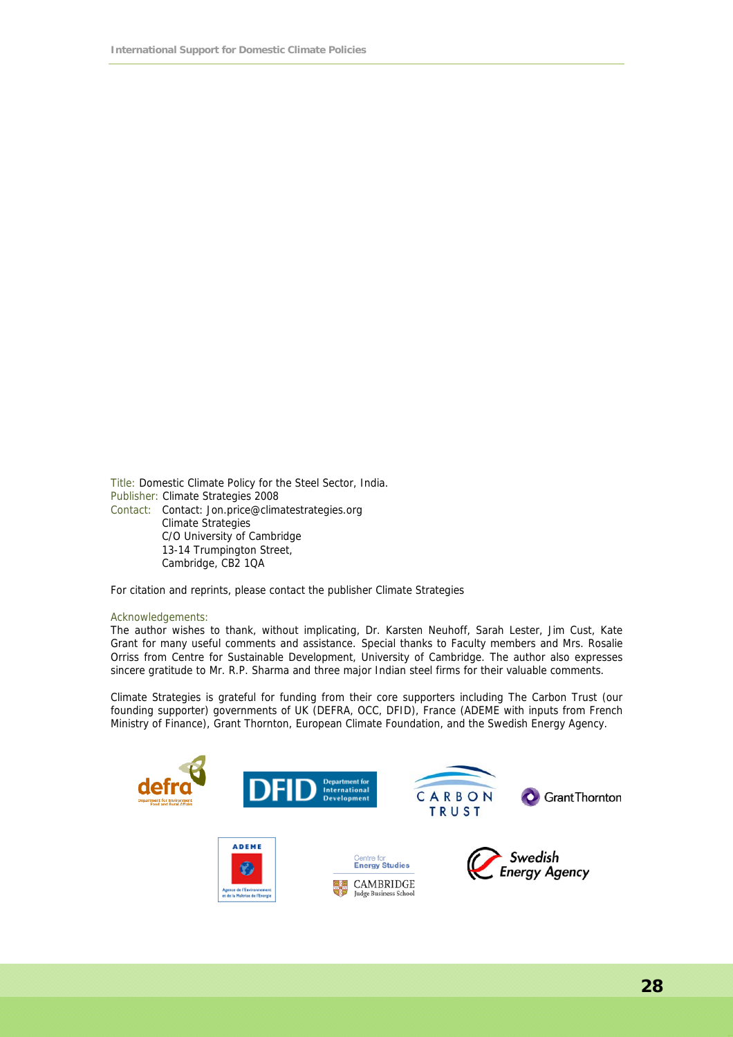Title: Domestic Climate Policy for the Steel Sector, India.
Publisher: Climate Strategies 2008
Contact: Contact: Jon.price@climatestrategies.org
Climate Strategies
C/O University of Cambridge
13-14 Trumpington Street,
Cambridge, CB2 1QA

For citation and reprints, please contact the publisher Climate Strategies

Acknowledgements:

The author wishes to thank, without implicating, Dr. Karsten Neuhoff, Sarah Lester, Jim Cust, Kate Grant for many useful comments and assistance. Special thanks to Faculty members and Mrs. Rosalie Orriss from Centre for Sustainable Development, University of Cambridge. The author also expresses sincere gratitude to Mr. R.P. Sharma and three major Indian steel firms for their valuable comments.

Climate Strategies is grateful for funding from their core supporters including The Carbon Trust (our founding supporter) governments of UK (DEFRA, OCC, DFID), France (ADEME with inputs from French Ministry of Finance), Grant Thornton, European Climate Foundation, and the Swedish Energy Agency.